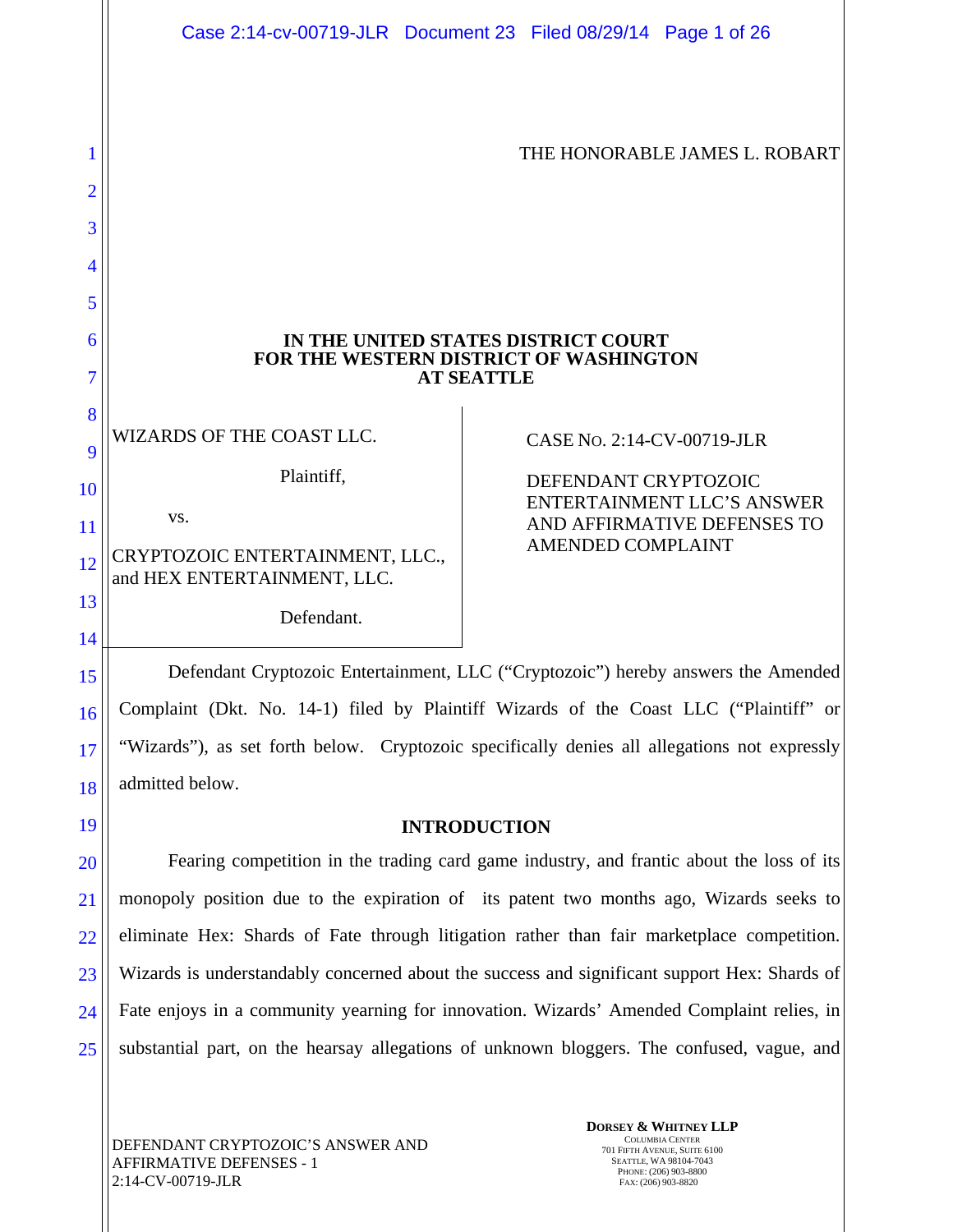THE HONORABLE JAMES L. ROBART

**IN THE UNITED STATES DISTRICT COURT
FOR THE WESTERN DISTRICT OF WASHINGTON
AT SEATTLE**

| | |
|---|---|
| WIZARDS OF THE COAST LLC.<br><br>Plaintiff,<br><br>vs.<br><br>CRYPTOZOIC ENTERTAINMENT, LLC., and HEX ENTERTAINMENT, LLC.<br><br>Defendant. | CASE NO. 2:14-CV-00719-JLR<br><br>DEFENDANT CRYPTOZOIC ENTERTAINMENT LLC'S ANSWER AND AFFIRMATIVE DEFENSES TO AMENDED COMPLAINT |

Defendant Cryptozoic Entertainment, LLC ("Cryptozoic") hereby answers the Amended Complaint (Dkt. No. 14-1) filed by Plaintiff Wizards of the Coast LLC ("Plaintiff" or "Wizards"), as set forth below. Cryptozoic specifically denies all allegations not expressly admitted below.

## INTRODUCTION

Fearing competition in the trading card game industry, and frantic about the loss of its monopoly position due to the expiration of its patent two months ago, Wizards seeks to eliminate Hex: Shards of Fate through litigation rather than fair marketplace competition. Wizards is understandably concerned about the success and significant support Hex: Shards of Fate enjoys in a community yearning for innovation. Wizards' Amended Complaint relies, in substantial part, on the hearsay allegations of unknown bloggers. The confused, vague, and

DEFENDANT CRYPTOZOIC'S ANSWER AND AFFIRMATIVE DEFENSES - 1
2:14-CV-00719-JLR

**DORSEY & WHITNEY LLP**
COLUMBIA CENTER
701 FIFTH AVENUE, SUITE 6100
SEATTLE, WA 98104-7043
PHONE: (206) 903-8800
FAX: (206) 903-8820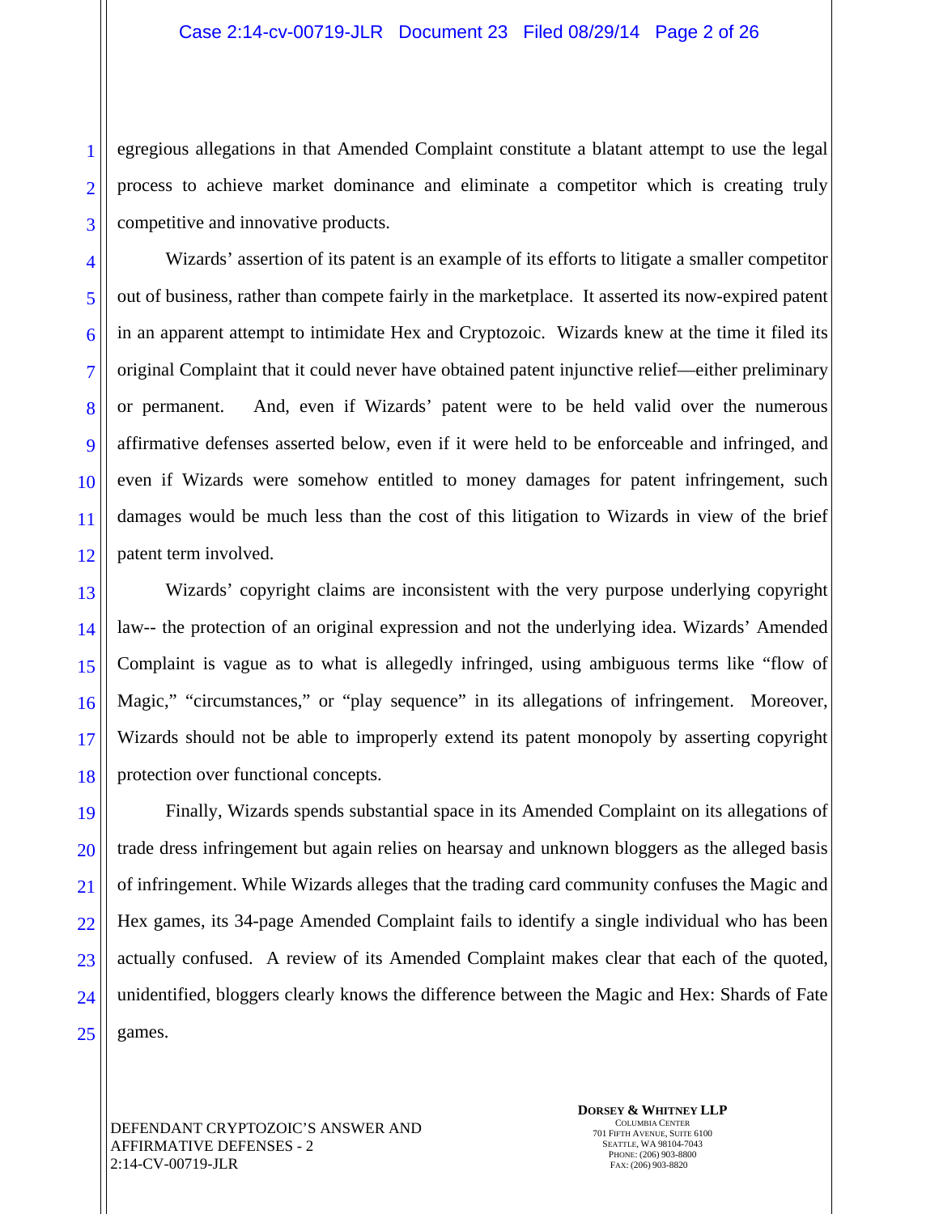egregious allegations in that Amended Complaint constitute a blatant attempt to use the legal process to achieve market dominance and eliminate a competitor which is creating truly competitive and innovative products.

Wizards' assertion of its patent is an example of its efforts to litigate a smaller competitor out of business, rather than compete fairly in the marketplace. It asserted its now-expired patent in an apparent attempt to intimidate Hex and Cryptozoic. Wizards knew at the time it filed its original Complaint that it could never have obtained patent injunctive relief—either preliminary or permanent. And, even if Wizards' patent were to be held valid over the numerous affirmative defenses asserted below, even if it were held to be enforceable and infringed, and even if Wizards were somehow entitled to money damages for patent infringement, such damages would be much less than the cost of this litigation to Wizards in view of the brief patent term involved.

Wizards' copyright claims are inconsistent with the very purpose underlying copyright law-- the protection of an original expression and not the underlying idea. Wizards' Amended Complaint is vague as to what is allegedly infringed, using ambiguous terms like "flow of Magic," "circumstances," or "play sequence" in its allegations of infringement. Moreover, Wizards should not be able to improperly extend its patent monopoly by asserting copyright protection over functional concepts.

Finally, Wizards spends substantial space in its Amended Complaint on its allegations of trade dress infringement but again relies on hearsay and unknown bloggers as the alleged basis of infringement. While Wizards alleges that the trading card community confuses the Magic and Hex games, its 34-page Amended Complaint fails to identify a single individual who has been actually confused. A review of its Amended Complaint makes clear that each of the quoted, unidentified, bloggers clearly knows the difference between the Magic and Hex: Shards of Fate games.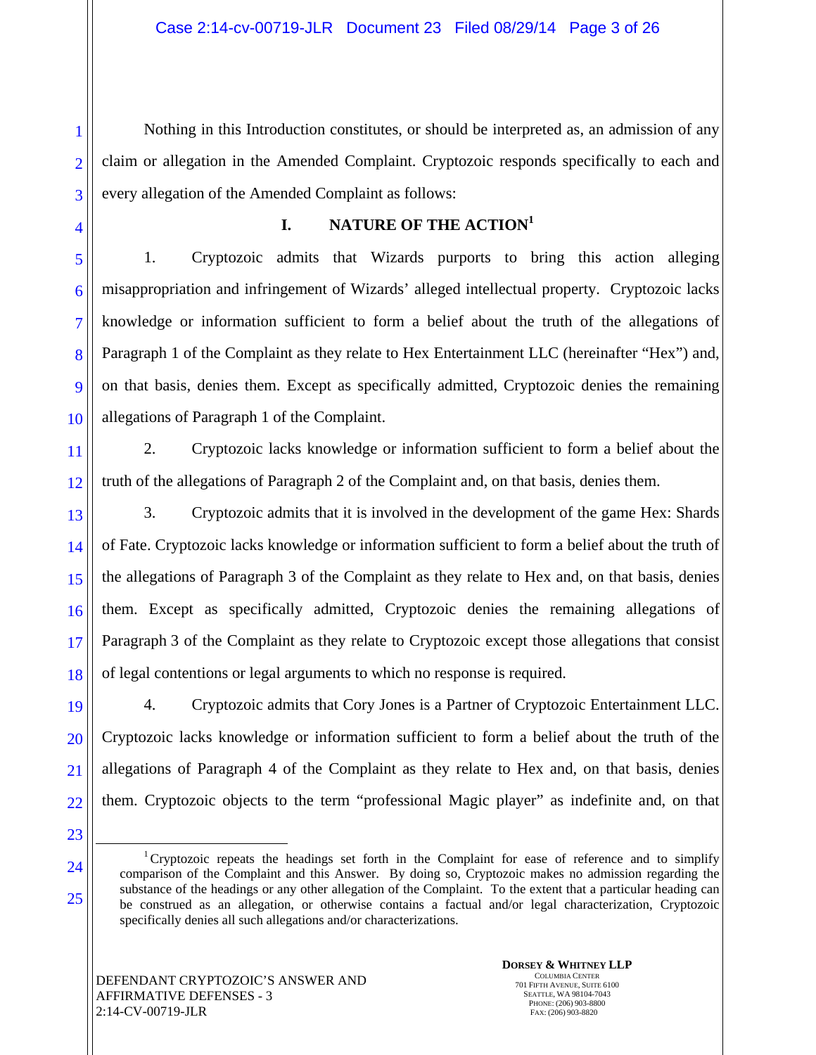Nothing in this Introduction constitutes, or should be interpreted as, an admission of any claim or allegation in the Amended Complaint. Cryptozoic responds specifically to each and every allegation of the Amended Complaint as follows:

## I. NATURE OF THE ACTION[1]

1. Cryptozoic admits that Wizards purports to bring this action alleging misappropriation and infringement of Wizards' alleged intellectual property. Cryptozoic lacks knowledge or information sufficient to form a belief about the truth of the allegations of Paragraph 1 of the Complaint as they relate to Hex Entertainment LLC (hereinafter "Hex") and, on that basis, denies them. Except as specifically admitted, Cryptozoic denies the remaining allegations of Paragraph 1 of the Complaint.

2. Cryptozoic lacks knowledge or information sufficient to form a belief about the truth of the allegations of Paragraph 2 of the Complaint and, on that basis, denies them.

3. Cryptozoic admits that it is involved in the development of the game Hex: Shards of Fate. Cryptozoic lacks knowledge or information sufficient to form a belief about the truth of the allegations of Paragraph 3 of the Complaint as they relate to Hex and, on that basis, denies them. Except as specifically admitted, Cryptozoic denies the remaining allegations of Paragraph 3 of the Complaint as they relate to Cryptozoic except those allegations that consist of legal contentions or legal arguments to which no response is required.

4. Cryptozoic admits that Cory Jones is a Partner of Cryptozoic Entertainment LLC. Cryptozoic lacks knowledge or information sufficient to form a belief about the truth of the allegations of Paragraph 4 of the Complaint as they relate to Hex and, on that basis, denies them. Cryptozoic objects to the term "professional Magic player" as indefinite and, on that

---

[1] Cryptozoic repeats the headings set forth in the Complaint for ease of reference and to simplify comparison of the Complaint and this Answer. By doing so, Cryptozoic makes no admission regarding the substance of the headings or any other allegation of the Complaint. To the extent that a particular heading can be construed as an allegation, or otherwise contains a factual and/or legal characterization, Cryptozoic specifically denies all such allegations and/or characterizations.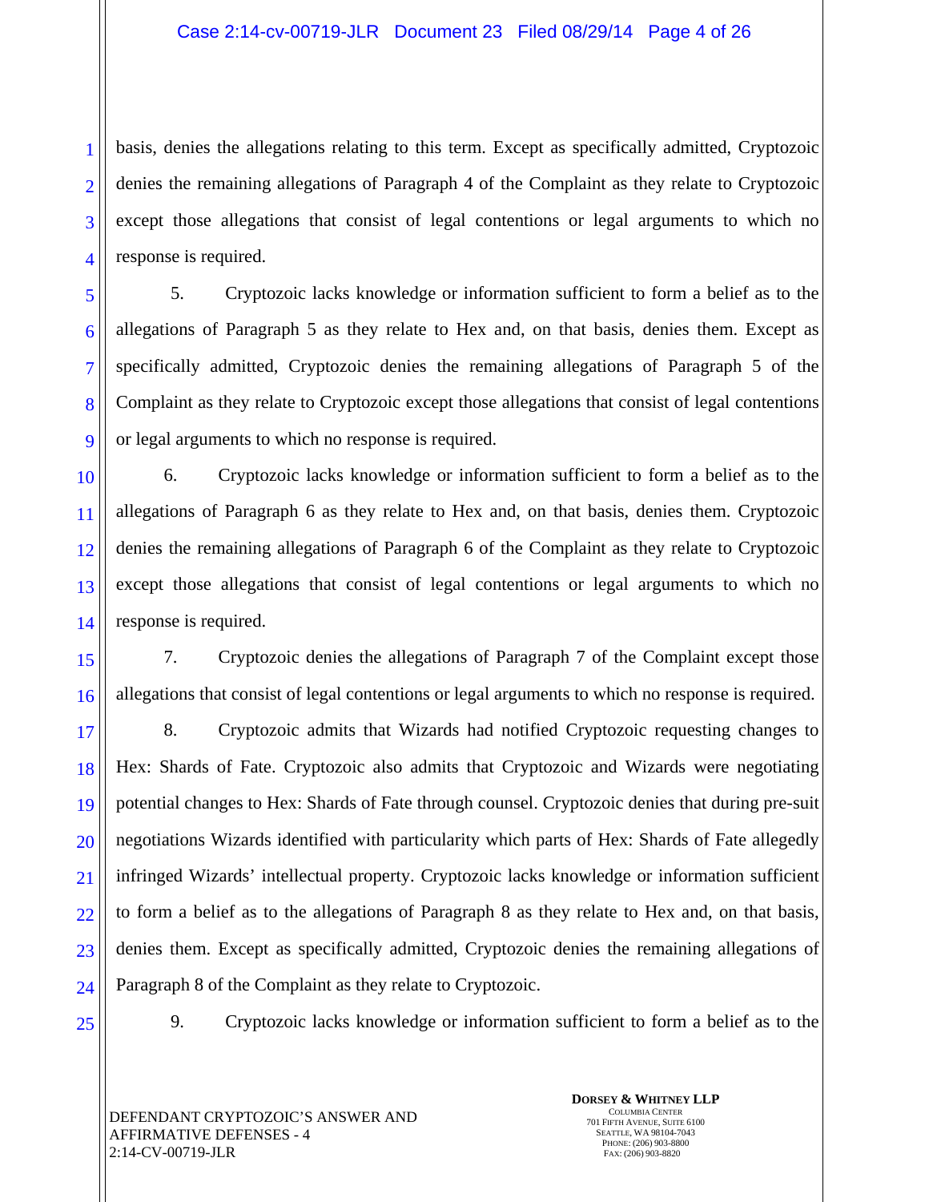basis, denies the allegations relating to this term. Except as specifically admitted, Cryptozoic denies the remaining allegations of Paragraph 4 of the Complaint as they relate to Cryptozoic except those allegations that consist of legal contentions or legal arguments to which no response is required.

5. Cryptozoic lacks knowledge or information sufficient to form a belief as to the allegations of Paragraph 5 as they relate to Hex and, on that basis, denies them. Except as specifically admitted, Cryptozoic denies the remaining allegations of Paragraph 5 of the Complaint as they relate to Cryptozoic except those allegations that consist of legal contentions or legal arguments to which no response is required.

6. Cryptozoic lacks knowledge or information sufficient to form a belief as to the allegations of Paragraph 6 as they relate to Hex and, on that basis, denies them. Cryptozoic denies the remaining allegations of Paragraph 6 of the Complaint as they relate to Cryptozoic except those allegations that consist of legal contentions or legal arguments to which no response is required.

7. Cryptozoic denies the allegations of Paragraph 7 of the Complaint except those allegations that consist of legal contentions or legal arguments to which no response is required.

8. Cryptozoic admits that Wizards had notified Cryptozoic requesting changes to Hex: Shards of Fate. Cryptozoic also admits that Cryptozoic and Wizards were negotiating potential changes to Hex: Shards of Fate through counsel. Cryptozoic denies that during pre-suit negotiations Wizards identified with particularity which parts of Hex: Shards of Fate allegedly infringed Wizards' intellectual property. Cryptozoic lacks knowledge or information sufficient to form a belief as to the allegations of Paragraph 8 as they relate to Hex and, on that basis, denies them. Except as specifically admitted, Cryptozoic denies the remaining allegations of Paragraph 8 of the Complaint as they relate to Cryptozoic.

9. Cryptozoic lacks knowledge or information sufficient to form a belief as to the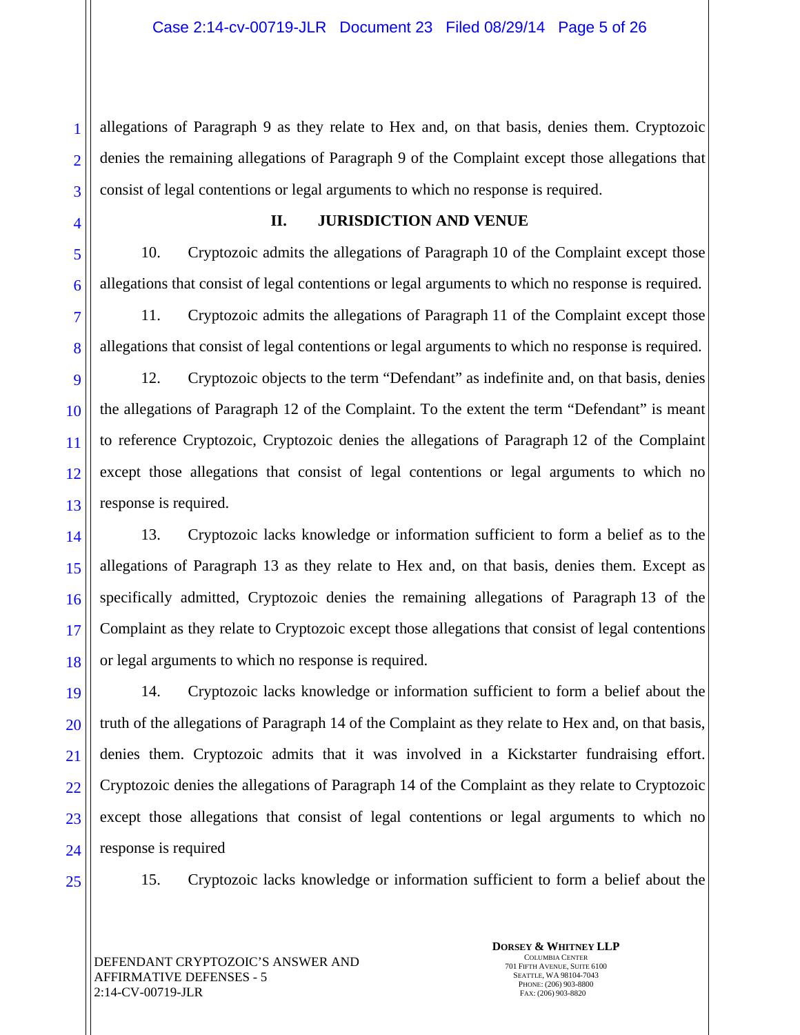allegations of Paragraph 9 as they relate to Hex and, on that basis, denies them. Cryptozoic denies the remaining allegations of Paragraph 9 of the Complaint except those allegations that consist of legal contentions or legal arguments to which no response is required.

## II. JURISDICTION AND VENUE

10. Cryptozoic admits the allegations of Paragraph 10 of the Complaint except those allegations that consist of legal contentions or legal arguments to which no response is required.

11. Cryptozoic admits the allegations of Paragraph 11 of the Complaint except those allegations that consist of legal contentions or legal arguments to which no response is required.

12. Cryptozoic objects to the term "Defendant" as indefinite and, on that basis, denies the allegations of Paragraph 12 of the Complaint. To the extent the term "Defendant" is meant to reference Cryptozoic, Cryptozoic denies the allegations of Paragraph 12 of the Complaint except those allegations that consist of legal contentions or legal arguments to which no response is required.

13. Cryptozoic lacks knowledge or information sufficient to form a belief as to the allegations of Paragraph 13 as they relate to Hex and, on that basis, denies them. Except as specifically admitted, Cryptozoic denies the remaining allegations of Paragraph 13 of the Complaint as they relate to Cryptozoic except those allegations that consist of legal contentions or legal arguments to which no response is required.

14. Cryptozoic lacks knowledge or information sufficient to form a belief about the truth of the allegations of Paragraph 14 of the Complaint as they relate to Hex and, on that basis, denies them. Cryptozoic admits that it was involved in a Kickstarter fundraising effort. Cryptozoic denies the allegations of Paragraph 14 of the Complaint as they relate to Cryptozoic except those allegations that consist of legal contentions or legal arguments to which no response is required

15. Cryptozoic lacks knowledge or information sufficient to form a belief about the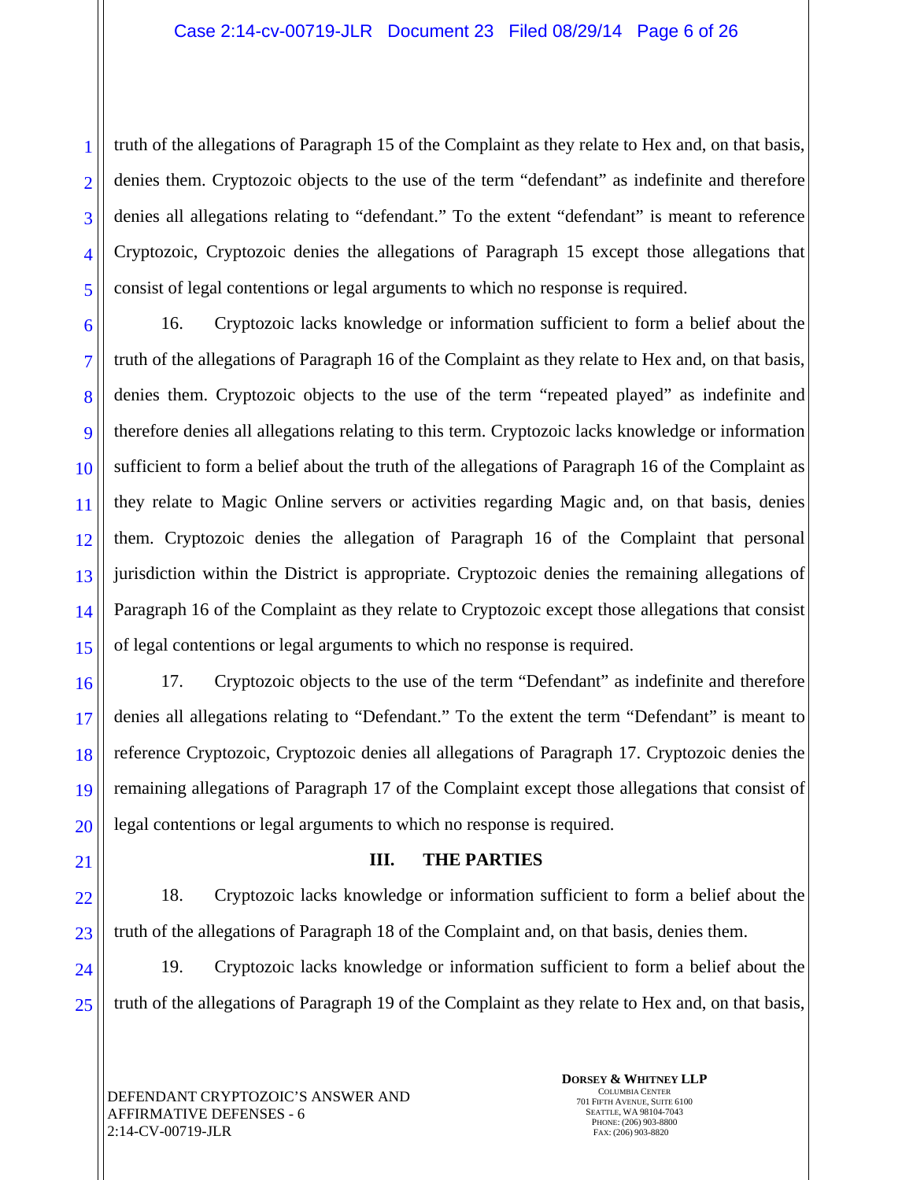truth of the allegations of Paragraph 15 of the Complaint as they relate to Hex and, on that basis, denies them. Cryptozoic objects to the use of the term "defendant" as indefinite and therefore denies all allegations relating to "defendant." To the extent "defendant" is meant to reference Cryptozoic, Cryptozoic denies the allegations of Paragraph 15 except those allegations that consist of legal contentions or legal arguments to which no response is required.

16. Cryptozoic lacks knowledge or information sufficient to form a belief about the truth of the allegations of Paragraph 16 of the Complaint as they relate to Hex and, on that basis, denies them. Cryptozoic objects to the use of the term "repeated played" as indefinite and therefore denies all allegations relating to this term. Cryptozoic lacks knowledge or information sufficient to form a belief about the truth of the allegations of Paragraph 16 of the Complaint as they relate to Magic Online servers or activities regarding Magic and, on that basis, denies them. Cryptozoic denies the allegation of Paragraph 16 of the Complaint that personal jurisdiction within the District is appropriate. Cryptozoic denies the remaining allegations of Paragraph 16 of the Complaint as they relate to Cryptozoic except those allegations that consist of legal contentions or legal arguments to which no response is required.

17. Cryptozoic objects to the use of the term "Defendant" as indefinite and therefore denies all allegations relating to "Defendant." To the extent the term "Defendant" is meant to reference Cryptozoic, Cryptozoic denies all allegations of Paragraph 17. Cryptozoic denies the remaining allegations of Paragraph 17 of the Complaint except those allegations that consist of legal contentions or legal arguments to which no response is required.

## III. THE PARTIES

18. Cryptozoic lacks knowledge or information sufficient to form a belief about the truth of the allegations of Paragraph 18 of the Complaint and, on that basis, denies them.

19. Cryptozoic lacks knowledge or information sufficient to form a belief about the truth of the allegations of Paragraph 19 of the Complaint as they relate to Hex and, on that basis,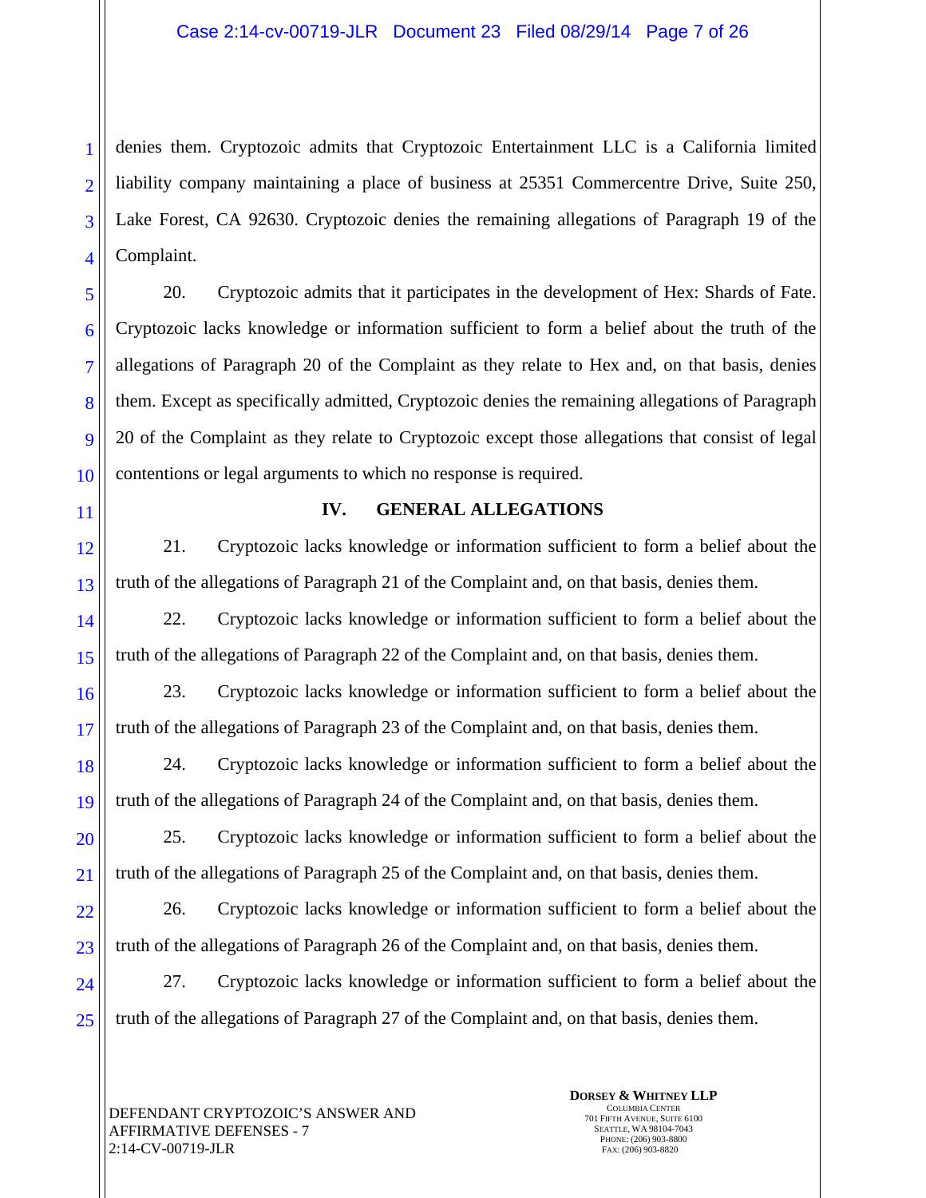denies them. Cryptozoic admits that Cryptozoic Entertainment LLC is a California limited liability company maintaining a place of business at 25351 Commercentre Drive, Suite 250, Lake Forest, CA 92630. Cryptozoic denies the remaining allegations of Paragraph 19 of the Complaint.

20. Cryptozoic admits that it participates in the development of Hex: Shards of Fate. Cryptozoic lacks knowledge or information sufficient to form a belief about the truth of the allegations of Paragraph 20 of the Complaint as they relate to Hex and, on that basis, denies them. Except as specifically admitted, Cryptozoic denies the remaining allegations of Paragraph 20 of the Complaint as they relate to Cryptozoic except those allegations that consist of legal contentions or legal arguments to which no response is required.

## IV. GENERAL ALLEGATIONS

21. Cryptozoic lacks knowledge or information sufficient to form a belief about the truth of the allegations of Paragraph 21 of the Complaint and, on that basis, denies them.

22. Cryptozoic lacks knowledge or information sufficient to form a belief about the truth of the allegations of Paragraph 22 of the Complaint and, on that basis, denies them.

23. Cryptozoic lacks knowledge or information sufficient to form a belief about the truth of the allegations of Paragraph 23 of the Complaint and, on that basis, denies them.

24. Cryptozoic lacks knowledge or information sufficient to form a belief about the truth of the allegations of Paragraph 24 of the Complaint and, on that basis, denies them.

25. Cryptozoic lacks knowledge or information sufficient to form a belief about the truth of the allegations of Paragraph 25 of the Complaint and, on that basis, denies them.

26. Cryptozoic lacks knowledge or information sufficient to form a belief about the truth of the allegations of Paragraph 26 of the Complaint and, on that basis, denies them.

27. Cryptozoic lacks knowledge or information sufficient to form a belief about the truth of the allegations of Paragraph 27 of the Complaint and, on that basis, denies them.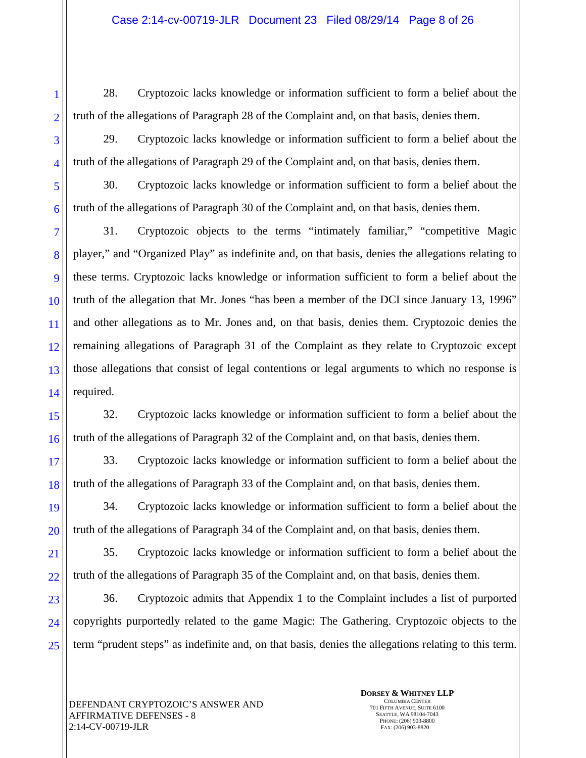28. Cryptozoic lacks knowledge or information sufficient to form a belief about the truth of the allegations of Paragraph 28 of the Complaint and, on that basis, denies them.

29. Cryptozoic lacks knowledge or information sufficient to form a belief about the truth of the allegations of Paragraph 29 of the Complaint and, on that basis, denies them.

30. Cryptozoic lacks knowledge or information sufficient to form a belief about the truth of the allegations of Paragraph 30 of the Complaint and, on that basis, denies them.

31. Cryptozoic objects to the terms "intimately familiar," "competitive Magic player," and "Organized Play" as indefinite and, on that basis, denies the allegations relating to these terms. Cryptozoic lacks knowledge or information sufficient to form a belief about the truth of the allegation that Mr. Jones "has been a member of the DCI since January 13, 1996" and other allegations as to Mr. Jones and, on that basis, denies them. Cryptozoic denies the remaining allegations of Paragraph 31 of the Complaint as they relate to Cryptozoic except those allegations that consist of legal contentions or legal arguments to which no response is required.

32. Cryptozoic lacks knowledge or information sufficient to form a belief about the truth of the allegations of Paragraph 32 of the Complaint and, on that basis, denies them.

33. Cryptozoic lacks knowledge or information sufficient to form a belief about the truth of the allegations of Paragraph 33 of the Complaint and, on that basis, denies them.

34. Cryptozoic lacks knowledge or information sufficient to form a belief about the truth of the allegations of Paragraph 34 of the Complaint and, on that basis, denies them.

35. Cryptozoic lacks knowledge or information sufficient to form a belief about the truth of the allegations of Paragraph 35 of the Complaint and, on that basis, denies them.

36. Cryptozoic admits that Appendix 1 to the Complaint includes a list of purported copyrights purportedly related to the game Magic: The Gathering. Cryptozoic objects to the term "prudent steps" as indefinite and, on that basis, denies the allegations relating to this term.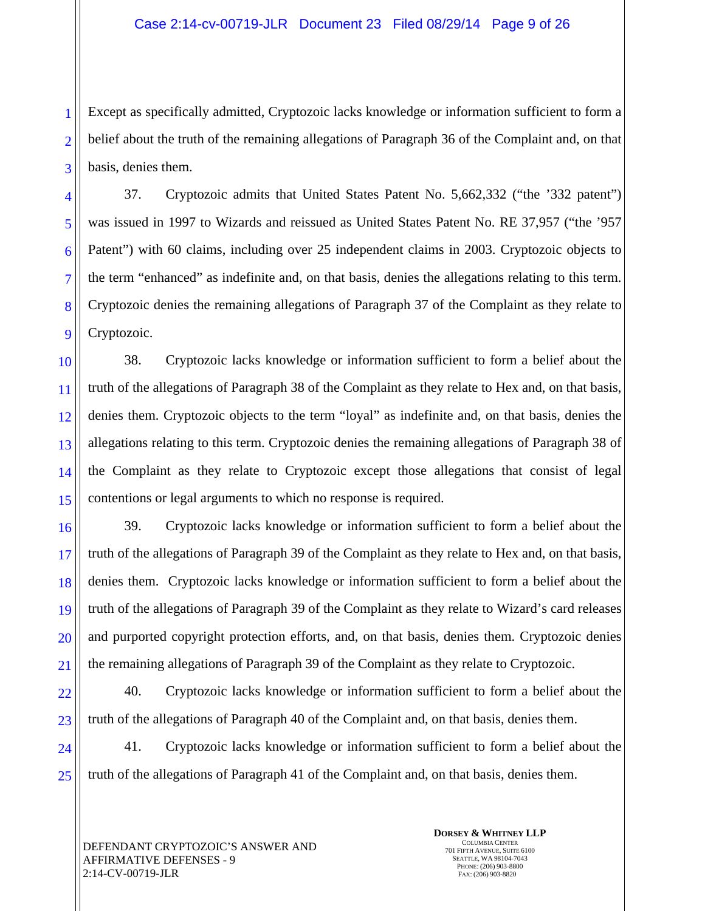Except as specifically admitted, Cryptozoic lacks knowledge or information sufficient to form a belief about the truth of the remaining allegations of Paragraph 36 of the Complaint and, on that basis, denies them.

37. Cryptozoic admits that United States Patent No. 5,662,332 ("the '332 patent") was issued in 1997 to Wizards and reissued as United States Patent No. RE 37,957 ("the '957 Patent") with 60 claims, including over 25 independent claims in 2003. Cryptozoic objects to the term "enhanced" as indefinite and, on that basis, denies the allegations relating to this term. Cryptozoic denies the remaining allegations of Paragraph 37 of the Complaint as they relate to Cryptozoic.

38. Cryptozoic lacks knowledge or information sufficient to form a belief about the truth of the allegations of Paragraph 38 of the Complaint as they relate to Hex and, on that basis, denies them. Cryptozoic objects to the term "loyal" as indefinite and, on that basis, denies the allegations relating to this term. Cryptozoic denies the remaining allegations of Paragraph 38 of the Complaint as they relate to Cryptozoic except those allegations that consist of legal contentions or legal arguments to which no response is required.

39. Cryptozoic lacks knowledge or information sufficient to form a belief about the truth of the allegations of Paragraph 39 of the Complaint as they relate to Hex and, on that basis, denies them. Cryptozoic lacks knowledge or information sufficient to form a belief about the truth of the allegations of Paragraph 39 of the Complaint as they relate to Wizard's card releases and purported copyright protection efforts, and, on that basis, denies them. Cryptozoic denies the remaining allegations of Paragraph 39 of the Complaint as they relate to Cryptozoic.

40. Cryptozoic lacks knowledge or information sufficient to form a belief about the truth of the allegations of Paragraph 40 of the Complaint and, on that basis, denies them.

41. Cryptozoic lacks knowledge or information sufficient to form a belief about the truth of the allegations of Paragraph 41 of the Complaint and, on that basis, denies them.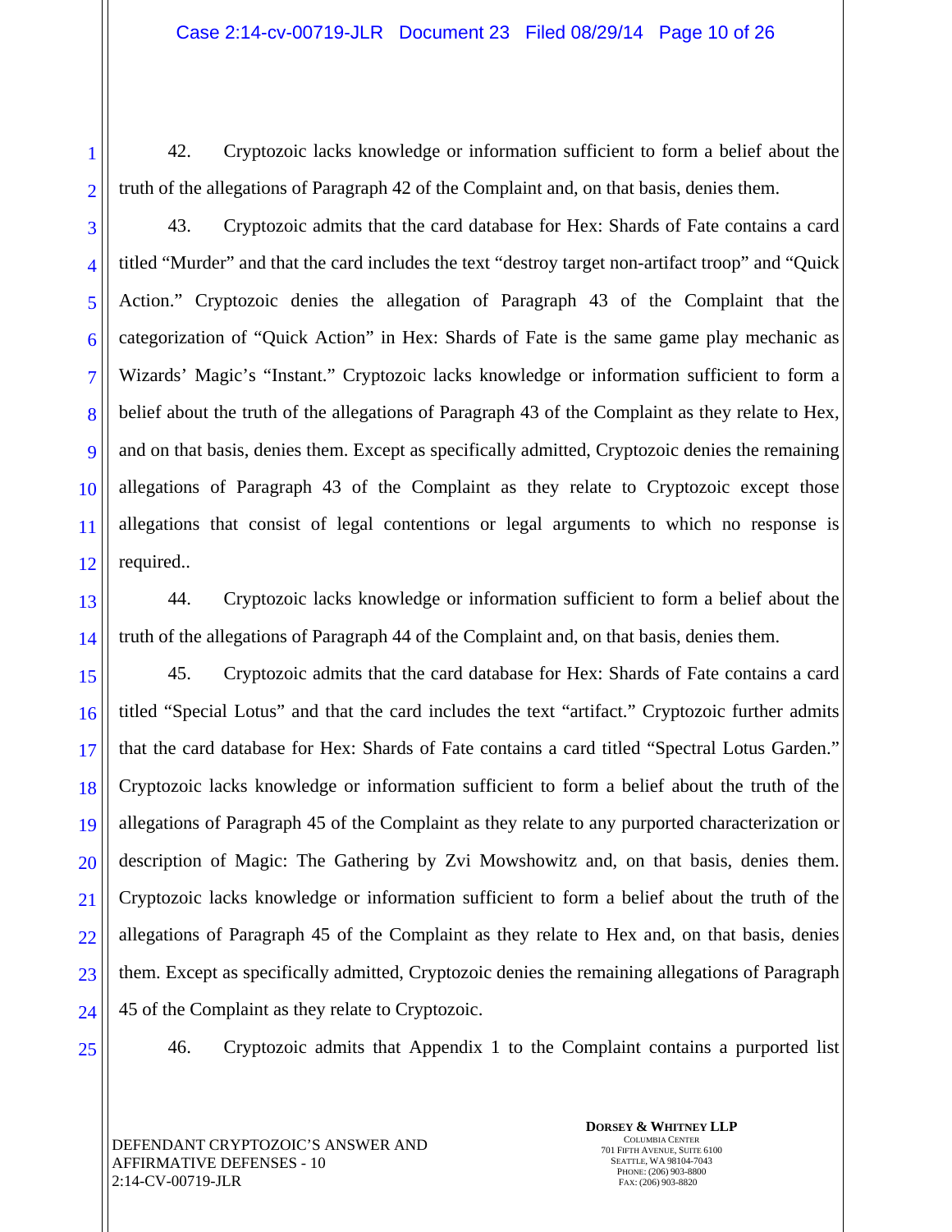42. Cryptozoic lacks knowledge or information sufficient to form a belief about the truth of the allegations of Paragraph 42 of the Complaint and, on that basis, denies them.

43. Cryptozoic admits that the card database for Hex: Shards of Fate contains a card titled "Murder" and that the card includes the text "destroy target non-artifact troop" and "Quick Action." Cryptozoic denies the allegation of Paragraph 43 of the Complaint that the categorization of "Quick Action" in Hex: Shards of Fate is the same game play mechanic as Wizards' Magic's "Instant." Cryptozoic lacks knowledge or information sufficient to form a belief about the truth of the allegations of Paragraph 43 of the Complaint as they relate to Hex, and on that basis, denies them. Except as specifically admitted, Cryptozoic denies the remaining allegations of Paragraph 43 of the Complaint as they relate to Cryptozoic except those allegations that consist of legal contentions or legal arguments to which no response is required..

44. Cryptozoic lacks knowledge or information sufficient to form a belief about the truth of the allegations of Paragraph 44 of the Complaint and, on that basis, denies them.

45. Cryptozoic admits that the card database for Hex: Shards of Fate contains a card titled "Special Lotus" and that the card includes the text "artifact." Cryptozoic further admits that the card database for Hex: Shards of Fate contains a card titled "Spectral Lotus Garden." Cryptozoic lacks knowledge or information sufficient to form a belief about the truth of the allegations of Paragraph 45 of the Complaint as they relate to any purported characterization or description of Magic: The Gathering by Zvi Mowshowitz and, on that basis, denies them. Cryptozoic lacks knowledge or information sufficient to form a belief about the truth of the allegations of Paragraph 45 of the Complaint as they relate to Hex and, on that basis, denies them. Except as specifically admitted, Cryptozoic denies the remaining allegations of Paragraph 45 of the Complaint as they relate to Cryptozoic.

46. Cryptozoic admits that Appendix 1 to the Complaint contains a purported list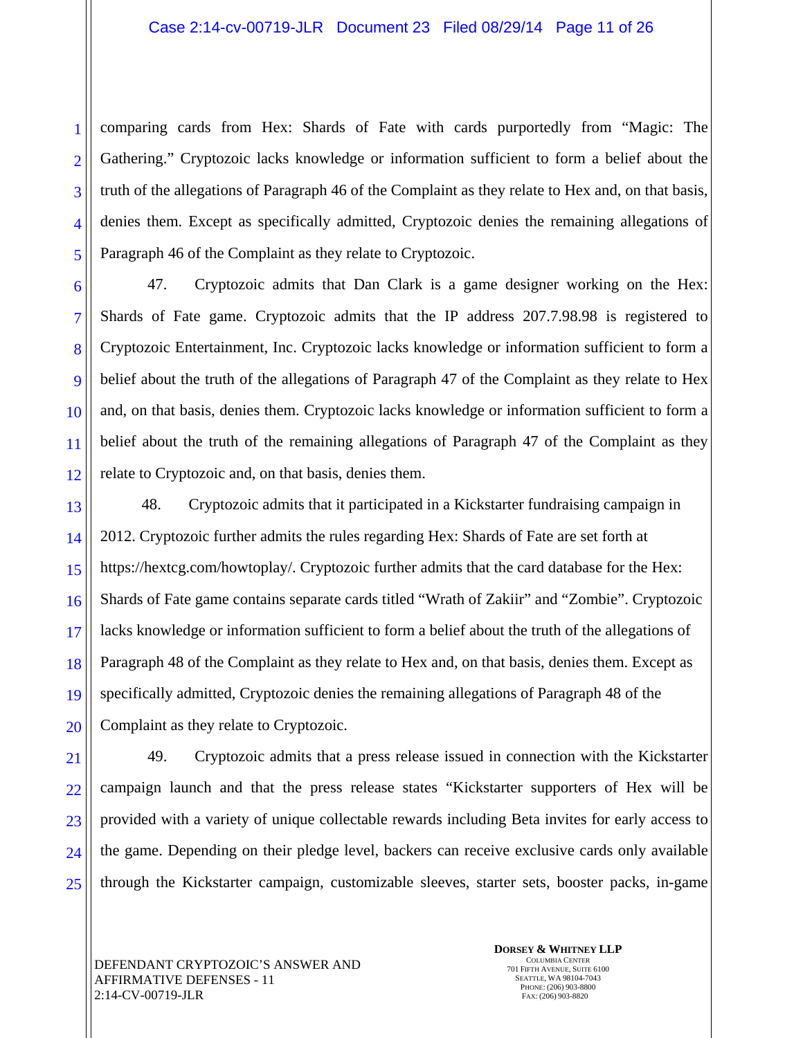comparing cards from Hex: Shards of Fate with cards purportedly from "Magic: The Gathering." Cryptozoic lacks knowledge or information sufficient to form a belief about the truth of the allegations of Paragraph 46 of the Complaint as they relate to Hex and, on that basis, denies them. Except as specifically admitted, Cryptozoic denies the remaining allegations of Paragraph 46 of the Complaint as they relate to Cryptozoic.

47. Cryptozoic admits that Dan Clark is a game designer working on the Hex: Shards of Fate game. Cryptozoic admits that the IP address 207.7.98.98 is registered to Cryptozoic Entertainment, Inc. Cryptozoic lacks knowledge or information sufficient to form a belief about the truth of the allegations of Paragraph 47 of the Complaint as they relate to Hex and, on that basis, denies them. Cryptozoic lacks knowledge or information sufficient to form a belief about the truth of the remaining allegations of Paragraph 47 of the Complaint as they relate to Cryptozoic and, on that basis, denies them.

48. Cryptozoic admits that it participated in a Kickstarter fundraising campaign in 2012. Cryptozoic further admits the rules regarding Hex: Shards of Fate are set forth at https://hextcg.com/howtoplay/. Cryptozoic further admits that the card database for the Hex: Shards of Fate game contains separate cards titled "Wrath of Zakiir" and "Zombie". Cryptozoic lacks knowledge or information sufficient to form a belief about the truth of the allegations of Paragraph 48 of the Complaint as they relate to Hex and, on that basis, denies them. Except as specifically admitted, Cryptozoic denies the remaining allegations of Paragraph 48 of the Complaint as they relate to Cryptozoic.

49. Cryptozoic admits that a press release issued in connection with the Kickstarter campaign launch and that the press release states "Kickstarter supporters of Hex will be provided with a variety of unique collectable rewards including Beta invites for early access to the game. Depending on their pledge level, backers can receive exclusive cards only available through the Kickstarter campaign, customizable sleeves, starter sets, booster packs, in-game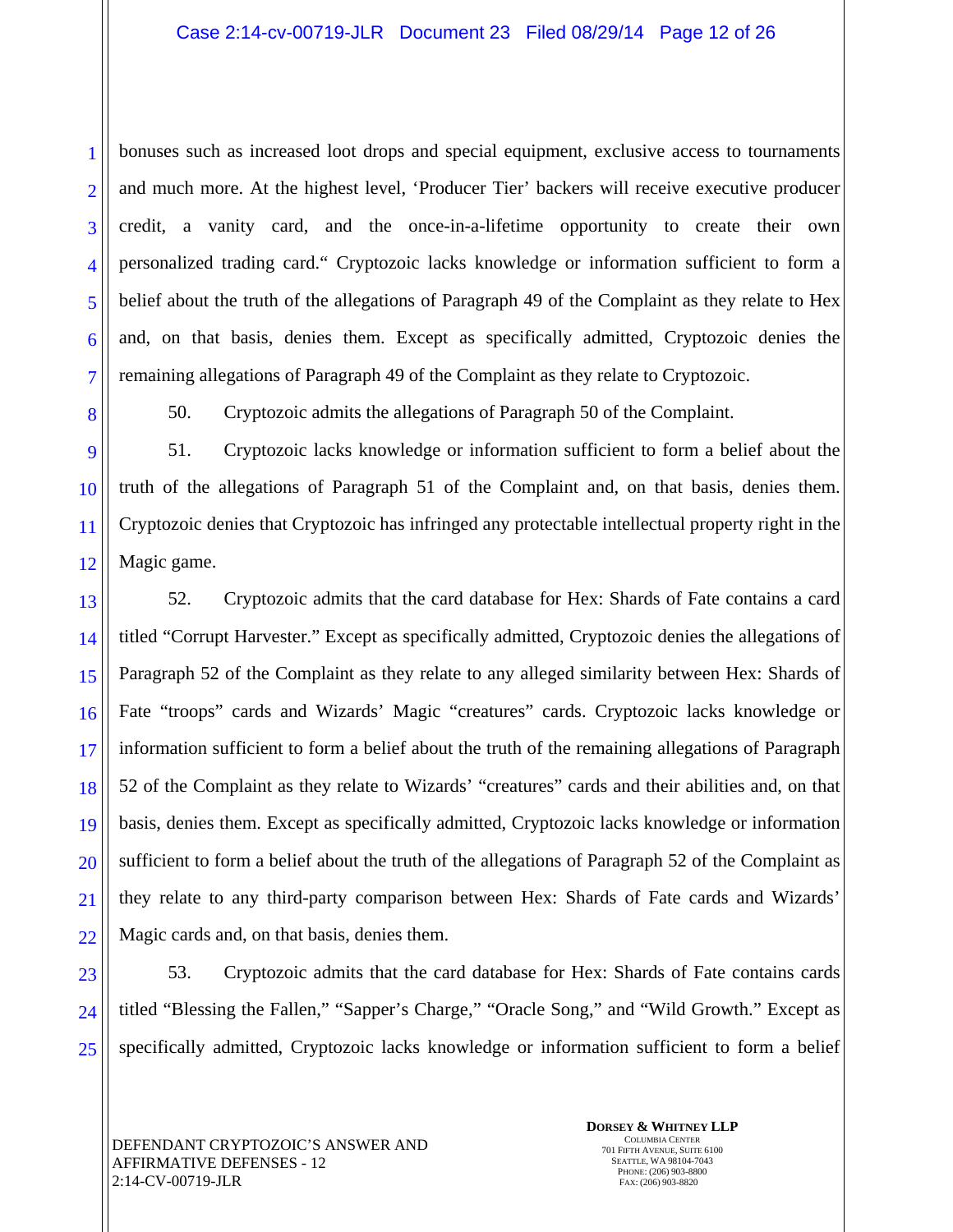bonuses such as increased loot drops and special equipment, exclusive access to tournaments and much more. At the highest level, 'Producer Tier' backers will receive executive producer credit, a vanity card, and the once-in-a-lifetime opportunity to create their own personalized trading card." Cryptozoic lacks knowledge or information sufficient to form a belief about the truth of the allegations of Paragraph 49 of the Complaint as they relate to Hex and, on that basis, denies them. Except as specifically admitted, Cryptozoic denies the remaining allegations of Paragraph 49 of the Complaint as they relate to Cryptozoic.

50. Cryptozoic admits the allegations of Paragraph 50 of the Complaint.

51. Cryptozoic lacks knowledge or information sufficient to form a belief about the truth of the allegations of Paragraph 51 of the Complaint and, on that basis, denies them. Cryptozoic denies that Cryptozoic has infringed any protectable intellectual property right in the Magic game.

52. Cryptozoic admits that the card database for Hex: Shards of Fate contains a card titled "Corrupt Harvester." Except as specifically admitted, Cryptozoic denies the allegations of Paragraph 52 of the Complaint as they relate to any alleged similarity between Hex: Shards of Fate "troops" cards and Wizards' Magic "creatures" cards. Cryptozoic lacks knowledge or information sufficient to form a belief about the truth of the remaining allegations of Paragraph 52 of the Complaint as they relate to Wizards' "creatures" cards and their abilities and, on that basis, denies them. Except as specifically admitted, Cryptozoic lacks knowledge or information sufficient to form a belief about the truth of the allegations of Paragraph 52 of the Complaint as they relate to any third-party comparison between Hex: Shards of Fate cards and Wizards' Magic cards and, on that basis, denies them.

53. Cryptozoic admits that the card database for Hex: Shards of Fate contains cards titled "Blessing the Fallen," "Sapper's Charge," "Oracle Song," and "Wild Growth." Except as specifically admitted, Cryptozoic lacks knowledge or information sufficient to form a belief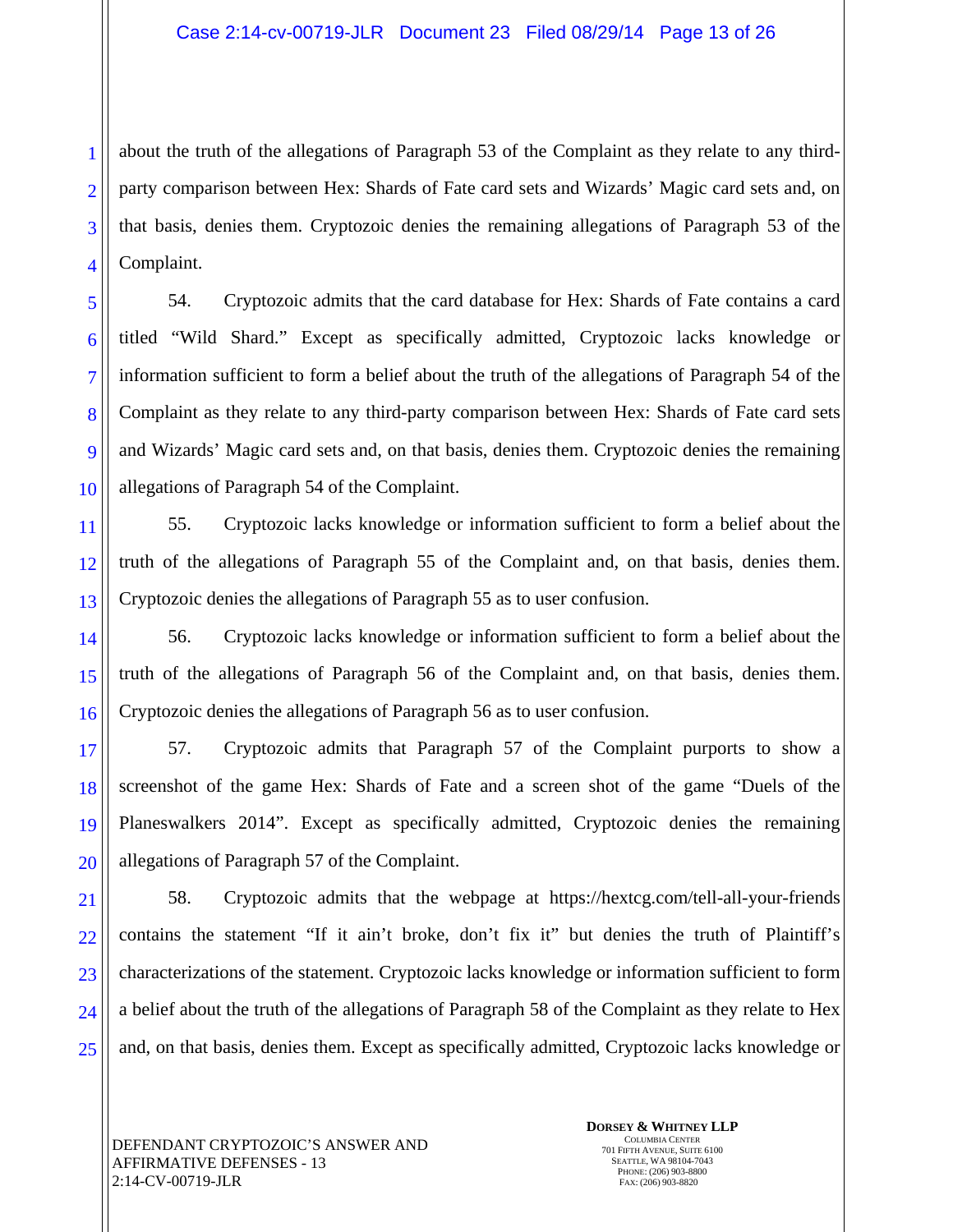about the truth of the allegations of Paragraph 53 of the Complaint as they relate to any third-party comparison between Hex: Shards of Fate card sets and Wizards' Magic card sets and, on that basis, denies them. Cryptozoic denies the remaining allegations of Paragraph 53 of the Complaint.

54. Cryptozoic admits that the card database for Hex: Shards of Fate contains a card titled "Wild Shard." Except as specifically admitted, Cryptozoic lacks knowledge or information sufficient to form a belief about the truth of the allegations of Paragraph 54 of the Complaint as they relate to any third-party comparison between Hex: Shards of Fate card sets and Wizards' Magic card sets and, on that basis, denies them. Cryptozoic denies the remaining allegations of Paragraph 54 of the Complaint.

55. Cryptozoic lacks knowledge or information sufficient to form a belief about the truth of the allegations of Paragraph 55 of the Complaint and, on that basis, denies them. Cryptozoic denies the allegations of Paragraph 55 as to user confusion.

56. Cryptozoic lacks knowledge or information sufficient to form a belief about the truth of the allegations of Paragraph 56 of the Complaint and, on that basis, denies them. Cryptozoic denies the allegations of Paragraph 56 as to user confusion.

57. Cryptozoic admits that Paragraph 57 of the Complaint purports to show a screenshot of the game Hex: Shards of Fate and a screen shot of the game "Duels of the Planeswalkers 2014". Except as specifically admitted, Cryptozoic denies the remaining allegations of Paragraph 57 of the Complaint.

58. Cryptozoic admits that the webpage at https://hextcg.com/tell-all-your-friends contains the statement "If it ain't broke, don't fix it" but denies the truth of Plaintiff's characterizations of the statement. Cryptozoic lacks knowledge or information sufficient to form a belief about the truth of the allegations of Paragraph 58 of the Complaint as they relate to Hex and, on that basis, denies them. Except as specifically admitted, Cryptozoic lacks knowledge or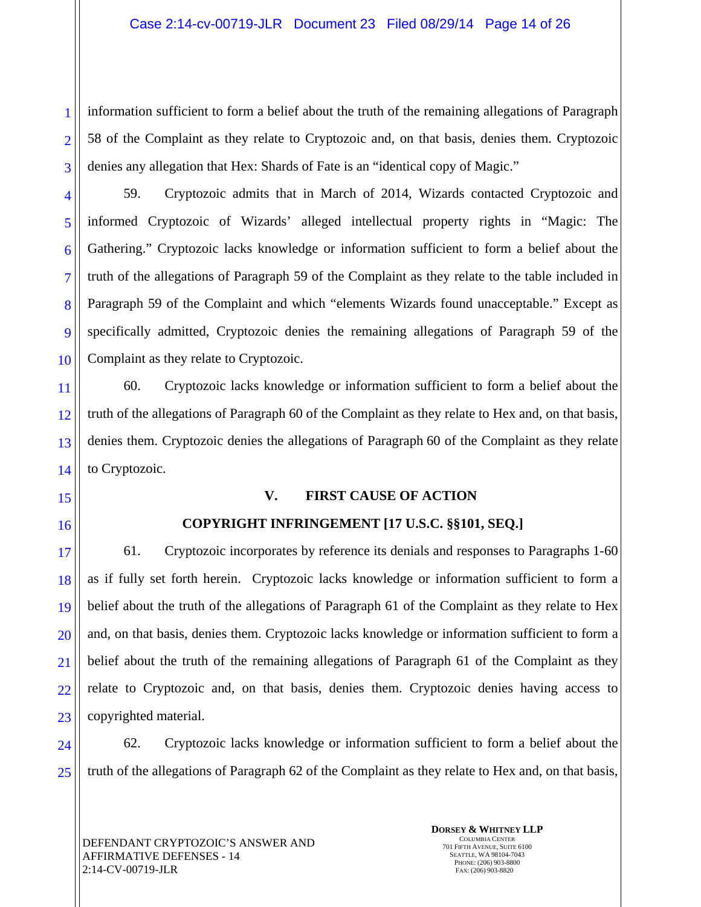information sufficient to form a belief about the truth of the remaining allegations of Paragraph 58 of the Complaint as they relate to Cryptozoic and, on that basis, denies them. Cryptozoic denies any allegation that Hex: Shards of Fate is an "identical copy of Magic."

59. Cryptozoic admits that in March of 2014, Wizards contacted Cryptozoic and informed Cryptozoic of Wizards' alleged intellectual property rights in "Magic: The Gathering." Cryptozoic lacks knowledge or information sufficient to form a belief about the truth of the allegations of Paragraph 59 of the Complaint as they relate to the table included in Paragraph 59 of the Complaint and which "elements Wizards found unacceptable." Except as specifically admitted, Cryptozoic denies the remaining allegations of Paragraph 59 of the Complaint as they relate to Cryptozoic.

60. Cryptozoic lacks knowledge or information sufficient to form a belief about the truth of the allegations of Paragraph 60 of the Complaint as they relate to Hex and, on that basis, denies them. Cryptozoic denies the allegations of Paragraph 60 of the Complaint as they relate to Cryptozoic.

## V. FIRST CAUSE OF ACTION

## COPYRIGHT INFRINGEMENT [17 U.S.C. §§101, SEQ.]

61. Cryptozoic incorporates by reference its denials and responses to Paragraphs 1-60 as if fully set forth herein. Cryptozoic lacks knowledge or information sufficient to form a belief about the truth of the allegations of Paragraph 61 of the Complaint as they relate to Hex and, on that basis, denies them. Cryptozoic lacks knowledge or information sufficient to form a belief about the truth of the remaining allegations of Paragraph 61 of the Complaint as they relate to Cryptozoic and, on that basis, denies them. Cryptozoic denies having access to copyrighted material.

62. Cryptozoic lacks knowledge or information sufficient to form a belief about the truth of the allegations of Paragraph 62 of the Complaint as they relate to Hex and, on that basis,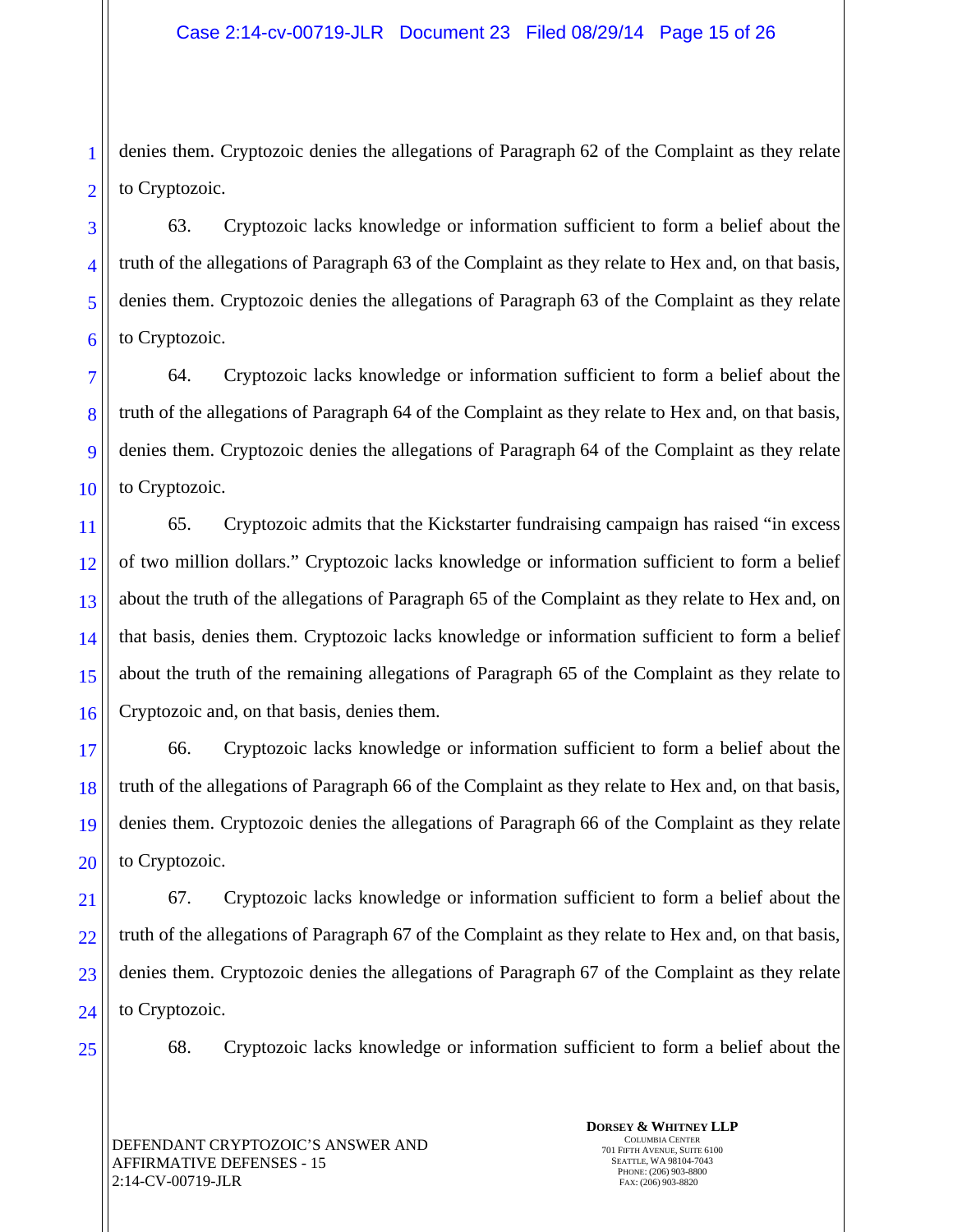denies them. Cryptozoic denies the allegations of Paragraph 62 of the Complaint as they relate to Cryptozoic.

63. Cryptozoic lacks knowledge or information sufficient to form a belief about the truth of the allegations of Paragraph 63 of the Complaint as they relate to Hex and, on that basis, denies them. Cryptozoic denies the allegations of Paragraph 63 of the Complaint as they relate to Cryptozoic.

64. Cryptozoic lacks knowledge or information sufficient to form a belief about the truth of the allegations of Paragraph 64 of the Complaint as they relate to Hex and, on that basis, denies them. Cryptozoic denies the allegations of Paragraph 64 of the Complaint as they relate to Cryptozoic.

65. Cryptozoic admits that the Kickstarter fundraising campaign has raised "in excess of two million dollars." Cryptozoic lacks knowledge or information sufficient to form a belief about the truth of the allegations of Paragraph 65 of the Complaint as they relate to Hex and, on that basis, denies them. Cryptozoic lacks knowledge or information sufficient to form a belief about the truth of the remaining allegations of Paragraph 65 of the Complaint as they relate to Cryptozoic and, on that basis, denies them.

66. Cryptozoic lacks knowledge or information sufficient to form a belief about the truth of the allegations of Paragraph 66 of the Complaint as they relate to Hex and, on that basis, denies them. Cryptozoic denies the allegations of Paragraph 66 of the Complaint as they relate to Cryptozoic.

67. Cryptozoic lacks knowledge or information sufficient to form a belief about the truth of the allegations of Paragraph 67 of the Complaint as they relate to Hex and, on that basis, denies them. Cryptozoic denies the allegations of Paragraph 67 of the Complaint as they relate to Cryptozoic.

68. Cryptozoic lacks knowledge or information sufficient to form a belief about the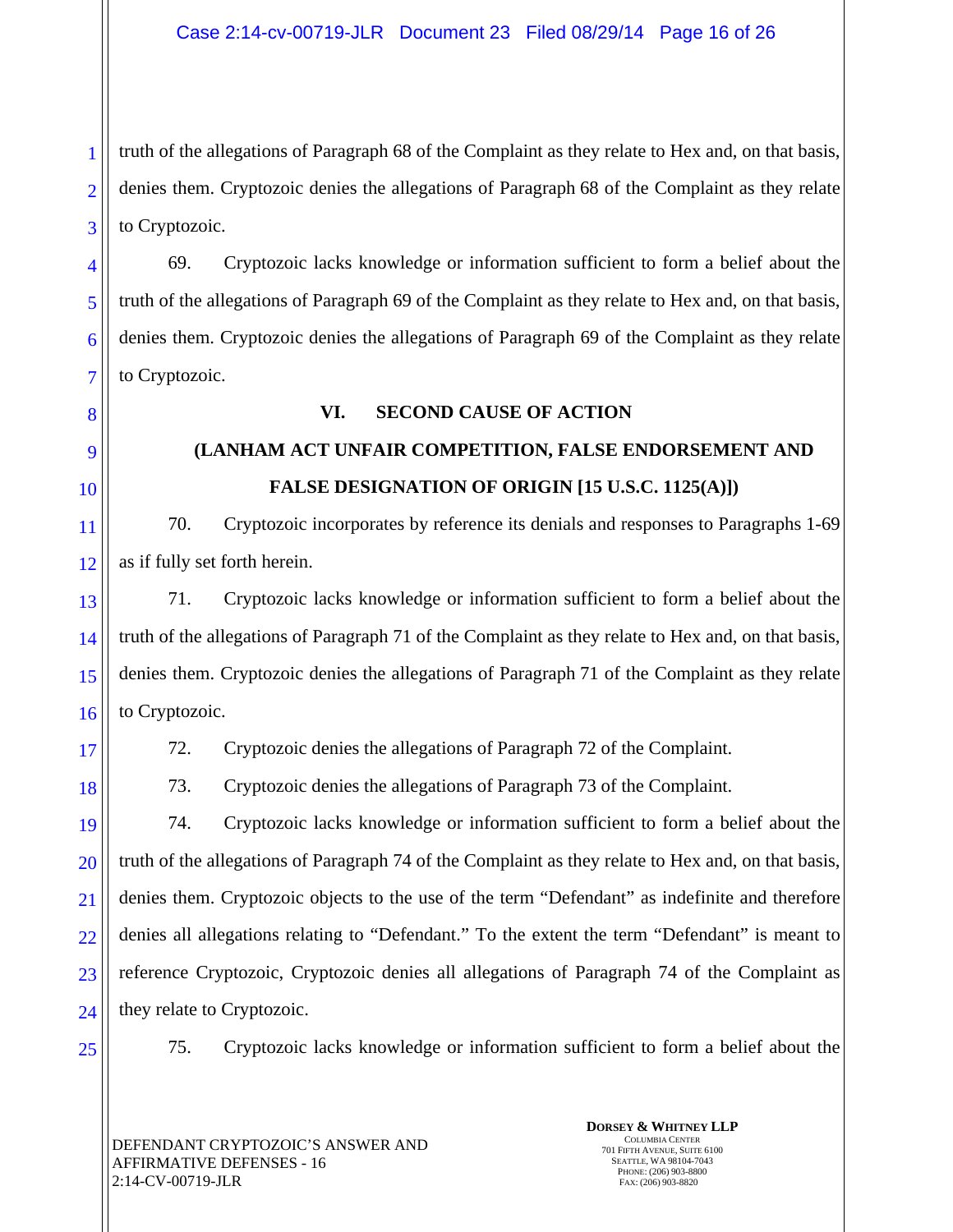truth of the allegations of Paragraph 68 of the Complaint as they relate to Hex and, on that basis, denies them. Cryptozoic denies the allegations of Paragraph 68 of the Complaint as they relate to Cryptozoic.

69. Cryptozoic lacks knowledge or information sufficient to form a belief about the truth of the allegations of Paragraph 69 of the Complaint as they relate to Hex and, on that basis, denies them. Cryptozoic denies the allegations of Paragraph 69 of the Complaint as they relate to Cryptozoic.

## VI. SECOND CAUSE OF ACTION

## (LANHAM ACT UNFAIR COMPETITION, FALSE ENDORSEMENT AND FALSE DESIGNATION OF ORIGIN [15 U.S.C. 1125(A)])

70. Cryptozoic incorporates by reference its denials and responses to Paragraphs 1-69 as if fully set forth herein.

71. Cryptozoic lacks knowledge or information sufficient to form a belief about the truth of the allegations of Paragraph 71 of the Complaint as they relate to Hex and, on that basis, denies them. Cryptozoic denies the allegations of Paragraph 71 of the Complaint as they relate to Cryptozoic.

72. Cryptozoic denies the allegations of Paragraph 72 of the Complaint.

73. Cryptozoic denies the allegations of Paragraph 73 of the Complaint.

74. Cryptozoic lacks knowledge or information sufficient to form a belief about the truth of the allegations of Paragraph 74 of the Complaint as they relate to Hex and, on that basis, denies them. Cryptozoic objects to the use of the term "Defendant" as indefinite and therefore denies all allegations relating to "Defendant." To the extent the term "Defendant" is meant to reference Cryptozoic, Cryptozoic denies all allegations of Paragraph 74 of the Complaint as they relate to Cryptozoic.

75. Cryptozoic lacks knowledge or information sufficient to form a belief about the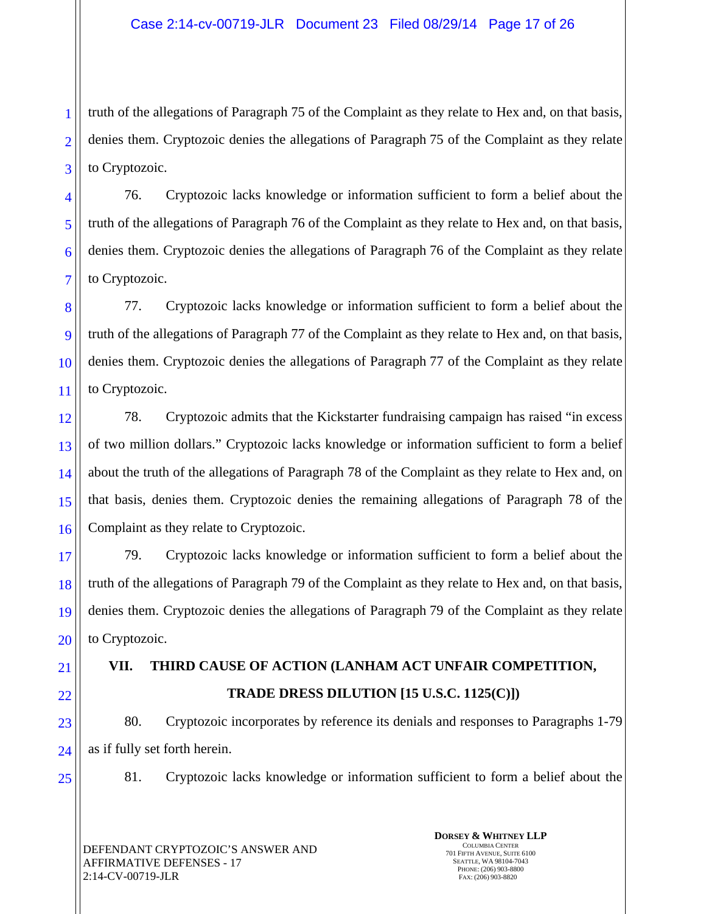truth of the allegations of Paragraph 75 of the Complaint as they relate to Hex and, on that basis, denies them. Cryptozoic denies the allegations of Paragraph 75 of the Complaint as they relate to Cryptozoic.

76. Cryptozoic lacks knowledge or information sufficient to form a belief about the truth of the allegations of Paragraph 76 of the Complaint as they relate to Hex and, on that basis, denies them. Cryptozoic denies the allegations of Paragraph 76 of the Complaint as they relate to Cryptozoic.

77. Cryptozoic lacks knowledge or information sufficient to form a belief about the truth of the allegations of Paragraph 77 of the Complaint as they relate to Hex and, on that basis, denies them. Cryptozoic denies the allegations of Paragraph 77 of the Complaint as they relate to Cryptozoic.

78. Cryptozoic admits that the Kickstarter fundraising campaign has raised "in excess of two million dollars." Cryptozoic lacks knowledge or information sufficient to form a belief about the truth of the allegations of Paragraph 78 of the Complaint as they relate to Hex and, on that basis, denies them. Cryptozoic denies the remaining allegations of Paragraph 78 of the Complaint as they relate to Cryptozoic.

79. Cryptozoic lacks knowledge or information sufficient to form a belief about the truth of the allegations of Paragraph 79 of the Complaint as they relate to Hex and, on that basis, denies them. Cryptozoic denies the allegations of Paragraph 79 of the Complaint as they relate to Cryptozoic.

## VII. THIRD CAUSE OF ACTION (LANHAM ACT UNFAIR COMPETITION, TRADE DRESS DILUTION [15 U.S.C. 1125(C)])

80. Cryptozoic incorporates by reference its denials and responses to Paragraphs 1-79 as if fully set forth herein.

81. Cryptozoic lacks knowledge or information sufficient to form a belief about the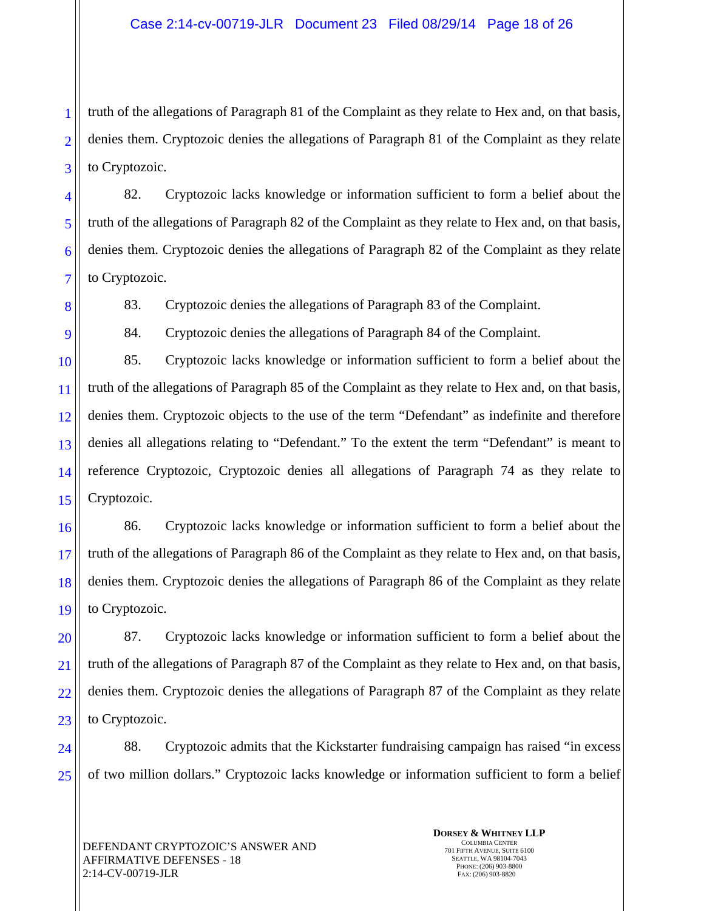truth of the allegations of Paragraph 81 of the Complaint as they relate to Hex and, on that basis, denies them. Cryptozoic denies the allegations of Paragraph 81 of the Complaint as they relate to Cryptozoic.

82. Cryptozoic lacks knowledge or information sufficient to form a belief about the truth of the allegations of Paragraph 82 of the Complaint as they relate to Hex and, on that basis, denies them. Cryptozoic denies the allegations of Paragraph 82 of the Complaint as they relate to Cryptozoic.

83. Cryptozoic denies the allegations of Paragraph 83 of the Complaint.

84. Cryptozoic denies the allegations of Paragraph 84 of the Complaint.

85. Cryptozoic lacks knowledge or information sufficient to form a belief about the truth of the allegations of Paragraph 85 of the Complaint as they relate to Hex and, on that basis, denies them. Cryptozoic objects to the use of the term "Defendant" as indefinite and therefore denies all allegations relating to "Defendant." To the extent the term "Defendant" is meant to reference Cryptozoic, Cryptozoic denies all allegations of Paragraph 74 as they relate to Cryptozoic.

86. Cryptozoic lacks knowledge or information sufficient to form a belief about the truth of the allegations of Paragraph 86 of the Complaint as they relate to Hex and, on that basis, denies them. Cryptozoic denies the allegations of Paragraph 86 of the Complaint as they relate to Cryptozoic.

87. Cryptozoic lacks knowledge or information sufficient to form a belief about the truth of the allegations of Paragraph 87 of the Complaint as they relate to Hex and, on that basis, denies them. Cryptozoic denies the allegations of Paragraph 87 of the Complaint as they relate to Cryptozoic.

88. Cryptozoic admits that the Kickstarter fundraising campaign has raised "in excess of two million dollars." Cryptozoic lacks knowledge or information sufficient to form a belief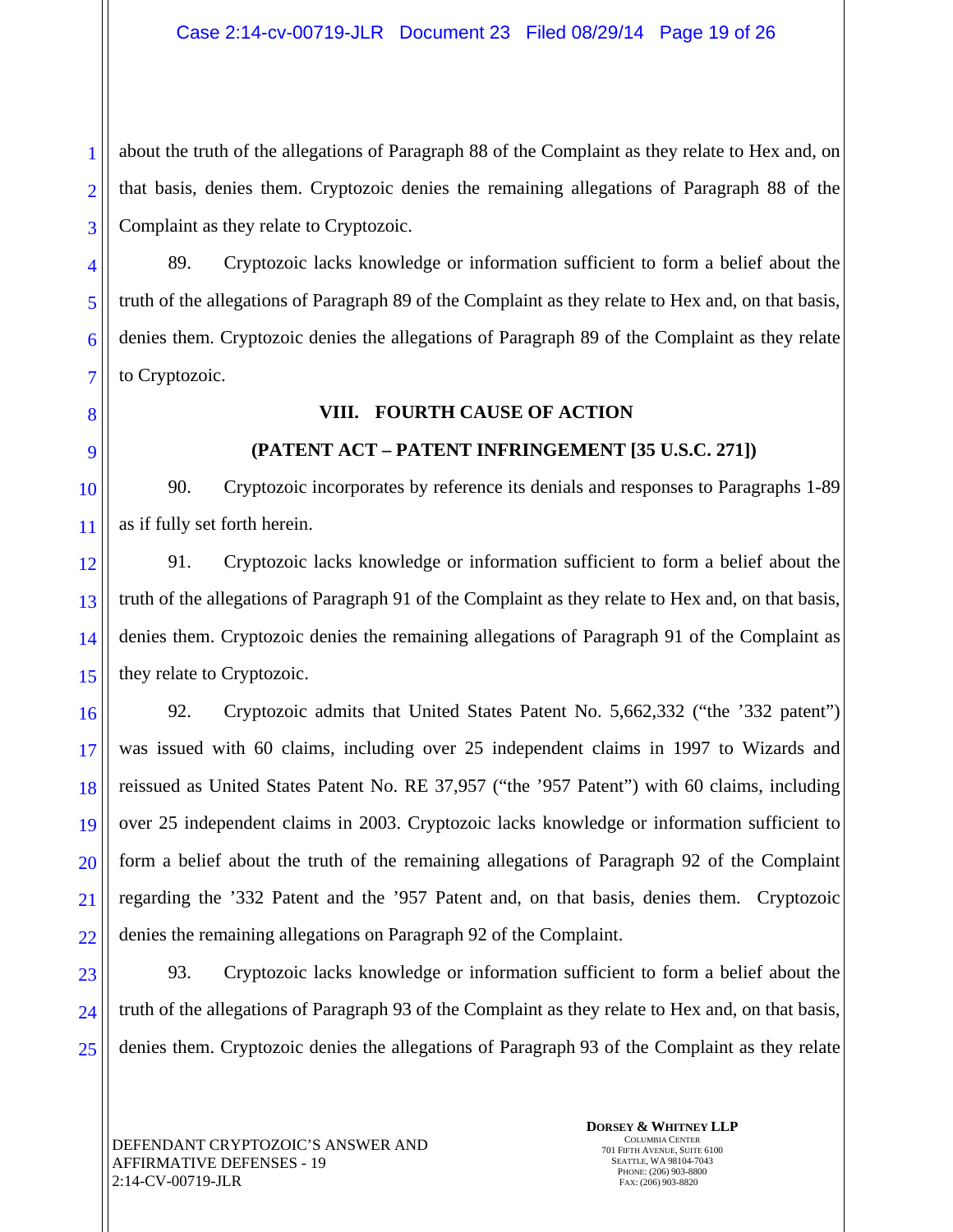about the truth of the allegations of Paragraph 88 of the Complaint as they relate to Hex and, on that basis, denies them. Cryptozoic denies the remaining allegations of Paragraph 88 of the Complaint as they relate to Cryptozoic.

89. Cryptozoic lacks knowledge or information sufficient to form a belief about the truth of the allegations of Paragraph 89 of the Complaint as they relate to Hex and, on that basis, denies them. Cryptozoic denies the allegations of Paragraph 89 of the Complaint as they relate to Cryptozoic.

## VIII. FOURTH CAUSE OF ACTION

## (PATENT ACT – PATENT INFRINGEMENT [35 U.S.C. 271])

90. Cryptozoic incorporates by reference its denials and responses to Paragraphs 1-89 as if fully set forth herein.

91. Cryptozoic lacks knowledge or information sufficient to form a belief about the truth of the allegations of Paragraph 91 of the Complaint as they relate to Hex and, on that basis, denies them. Cryptozoic denies the remaining allegations of Paragraph 91 of the Complaint as they relate to Cryptozoic.

92. Cryptozoic admits that United States Patent No. 5,662,332 ("the '332 patent") was issued with 60 claims, including over 25 independent claims in 1997 to Wizards and reissued as United States Patent No. RE 37,957 ("the '957 Patent") with 60 claims, including over 25 independent claims in 2003. Cryptozoic lacks knowledge or information sufficient to form a belief about the truth of the remaining allegations of Paragraph 92 of the Complaint regarding the '332 Patent and the '957 Patent and, on that basis, denies them. Cryptozoic denies the remaining allegations on Paragraph 92 of the Complaint.

93. Cryptozoic lacks knowledge or information sufficient to form a belief about the truth of the allegations of Paragraph 93 of the Complaint as they relate to Hex and, on that basis, denies them. Cryptozoic denies the allegations of Paragraph 93 of the Complaint as they relate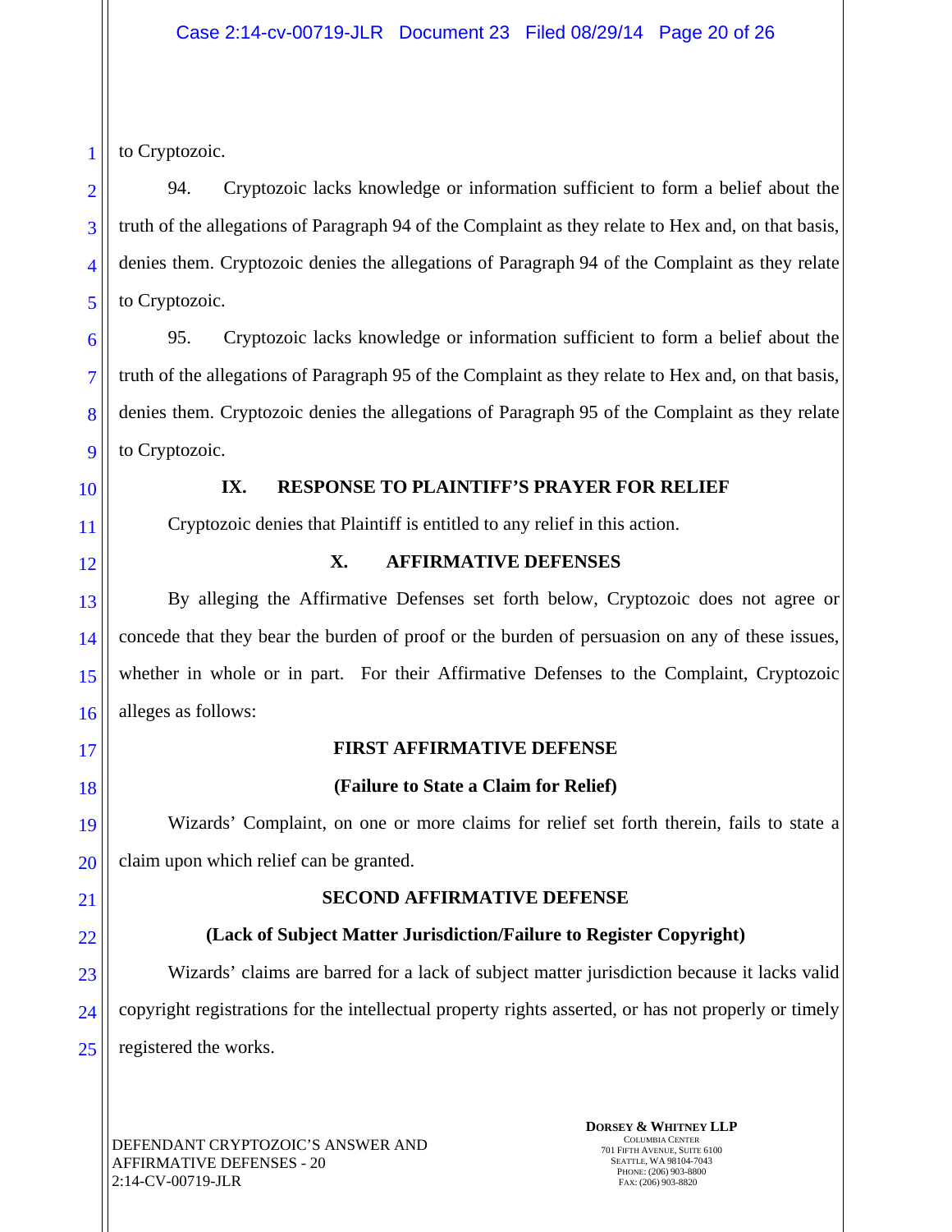to Cryptozoic.

94. Cryptozoic lacks knowledge or information sufficient to form a belief about the truth of the allegations of Paragraph 94 of the Complaint as they relate to Hex and, on that basis, denies them. Cryptozoic denies the allegations of Paragraph 94 of the Complaint as they relate to Cryptozoic.

95. Cryptozoic lacks knowledge or information sufficient to form a belief about the truth of the allegations of Paragraph 95 of the Complaint as they relate to Hex and, on that basis, denies them. Cryptozoic denies the allegations of Paragraph 95 of the Complaint as they relate to Cryptozoic.

## IX. RESPONSE TO PLAINTIFF'S PRAYER FOR RELIEF

Cryptozoic denies that Plaintiff is entitled to any relief in this action.

## X. AFFIRMATIVE DEFENSES

By alleging the Affirmative Defenses set forth below, Cryptozoic does not agree or concede that they bear the burden of proof or the burden of persuasion on any of these issues, whether in whole or in part. For their Affirmative Defenses to the Complaint, Cryptozoic alleges as follows:

### FIRST AFFIRMATIVE DEFENSE

### (Failure to State a Claim for Relief)

Wizards' Complaint, on one or more claims for relief set forth therein, fails to state a claim upon which relief can be granted.

### SECOND AFFIRMATIVE DEFENSE

### (Lack of Subject Matter Jurisdiction/Failure to Register Copyright)

Wizards' claims are barred for a lack of subject matter jurisdiction because it lacks valid copyright registrations for the intellectual property rights asserted, or has not properly or timely registered the works.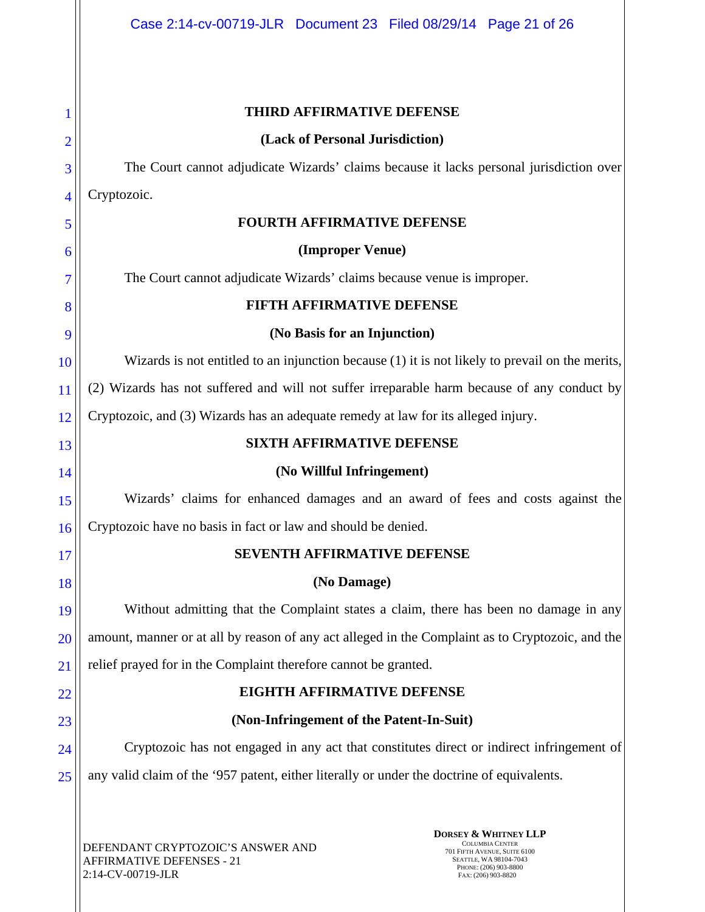**THIRD AFFIRMATIVE DEFENSE**

**(Lack of Personal Jurisdiction)**

The Court cannot adjudicate Wizards' claims because it lacks personal jurisdiction over Cryptozoic.

**FOURTH AFFIRMATIVE DEFENSE**

**(Improper Venue)**

The Court cannot adjudicate Wizards' claims because venue is improper.

**FIFTH AFFIRMATIVE DEFENSE**

**(No Basis for an Injunction)**

Wizards is not entitled to an injunction because (1) it is not likely to prevail on the merits, (2) Wizards has not suffered and will not suffer irreparable harm because of any conduct by Cryptozoic, and (3) Wizards has an adequate remedy at law for its alleged injury.

**SIXTH AFFIRMATIVE DEFENSE**

**(No Willful Infringement)**

Wizards' claims for enhanced damages and an award of fees and costs against the Cryptozoic have no basis in fact or law and should be denied.

**SEVENTH AFFIRMATIVE DEFENSE**

**(No Damage)**

Without admitting that the Complaint states a claim, there has been no damage in any amount, manner or at all by reason of any act alleged in the Complaint as to Cryptozoic, and the relief prayed for in the Complaint therefore cannot be granted.

**EIGHTH AFFIRMATIVE DEFENSE**

**(Non-Infringement of the Patent-In-Suit)**

Cryptozoic has not engaged in any act that constitutes direct or indirect infringement of any valid claim of the '957 patent, either literally or under the doctrine of equivalents.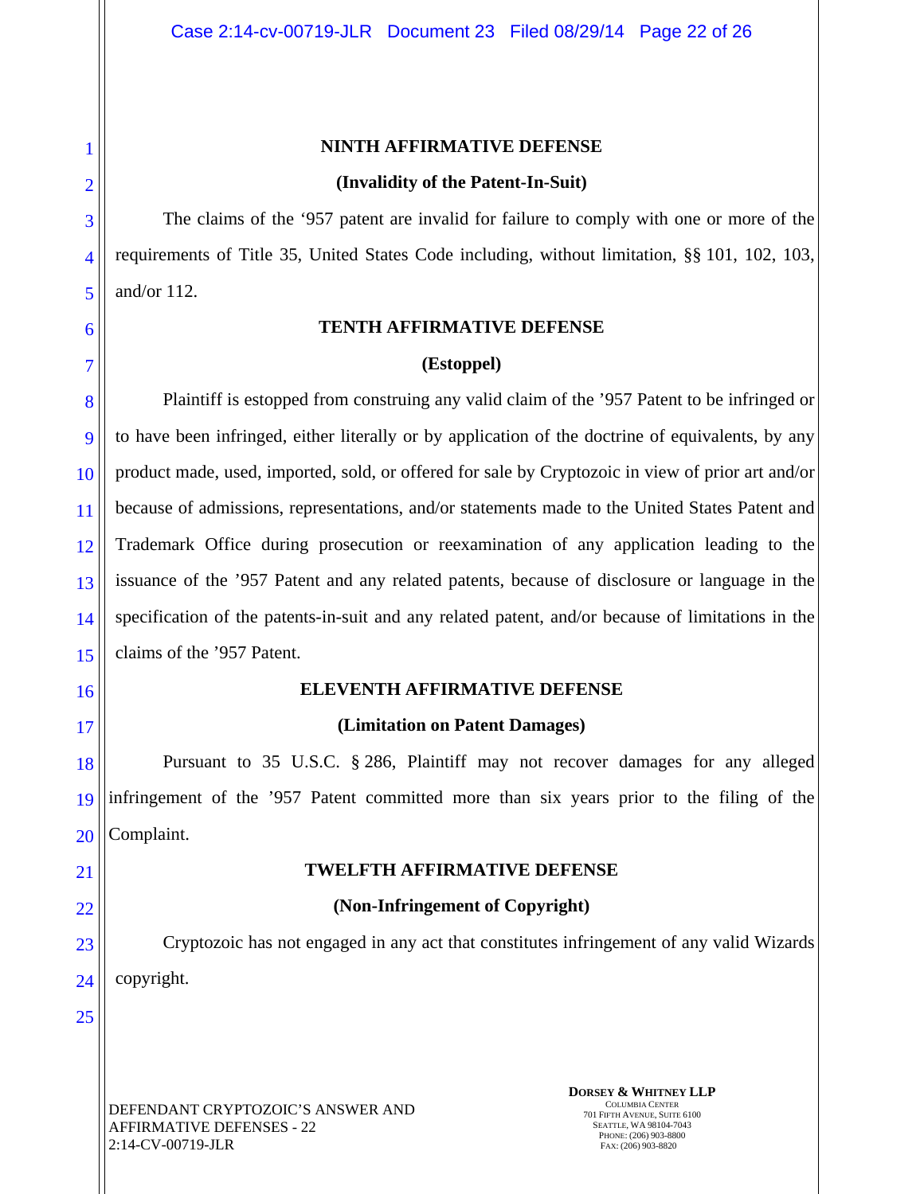**NINTH AFFIRMATIVE DEFENSE**

**(Invalidity of the Patent-In-Suit)**

The claims of the ‘957 patent are invalid for failure to comply with one or more of the requirements of Title 35, United States Code including, without limitation, §§ 101, 102, 103, and/or 112.

**TENTH AFFIRMATIVE DEFENSE**

**(Estoppel)**

Plaintiff is estopped from construing any valid claim of the ’957 Patent to be infringed or to have been infringed, either literally or by application of the doctrine of equivalents, by any product made, used, imported, sold, or offered for sale by Cryptozoic in view of prior art and/or because of admissions, representations, and/or statements made to the United States Patent and Trademark Office during prosecution or reexamination of any application leading to the issuance of the ’957 Patent and any related patents, because of disclosure or language in the specification of the patents-in-suit and any related patent, and/or because of limitations in the claims of the ’957 Patent.

**ELEVENTH AFFIRMATIVE DEFENSE**

**(Limitation on Patent Damages)**

Pursuant to 35 U.S.C. § 286, Plaintiff may not recover damages for any alleged infringement of the ’957 Patent committed more than six years prior to the filing of the Complaint.

**TWELFTH AFFIRMATIVE DEFENSE**

**(Non-Infringement of Copyright)**

Cryptozoic has not engaged in any act that constitutes infringement of any valid Wizards copyright.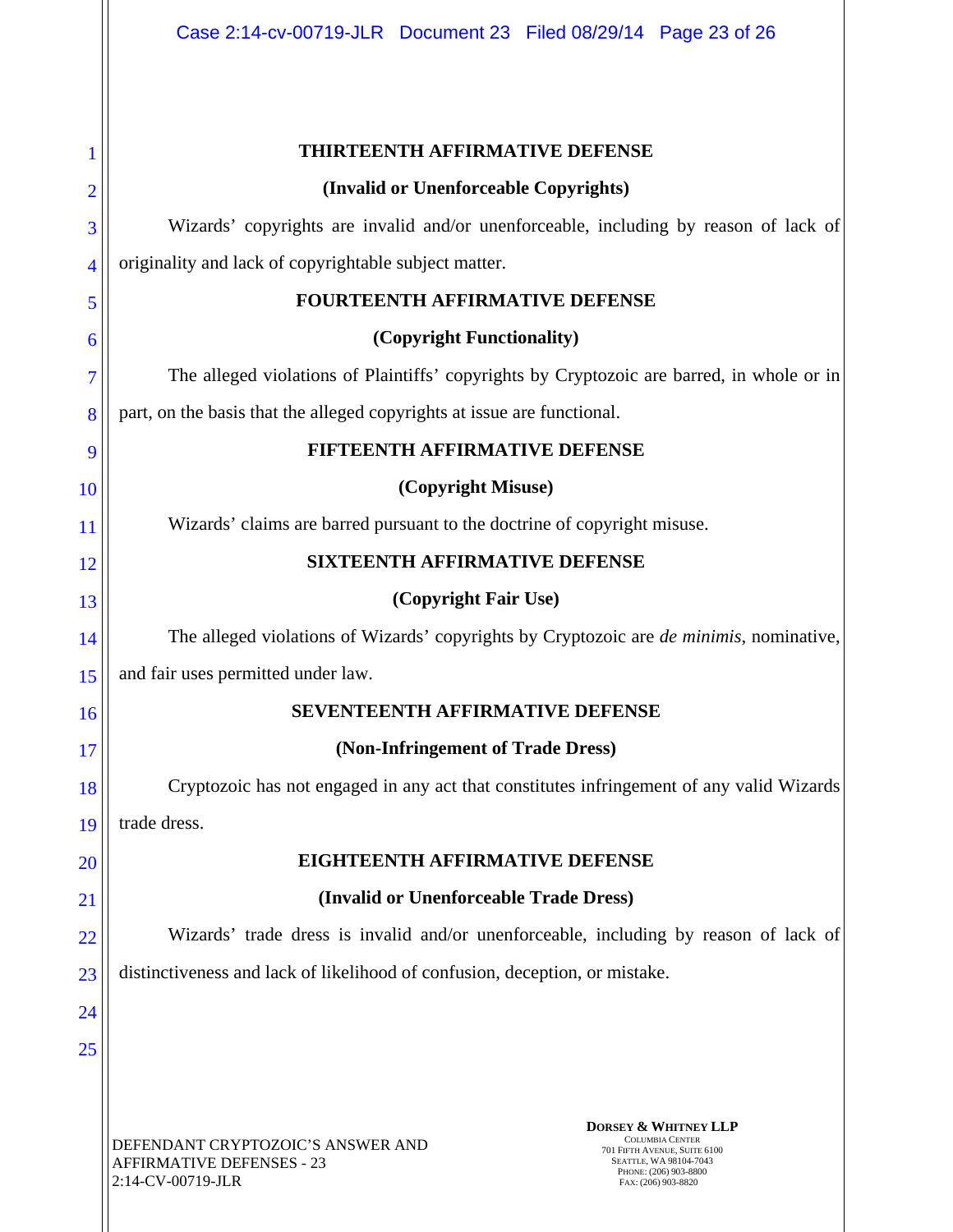**THIRTEENTH AFFIRMATIVE DEFENSE**

**(Invalid or Unenforceable Copyrights)**

Wizards' copyrights are invalid and/or unenforceable, including by reason of lack of originality and lack of copyrightable subject matter.

**FOURTEENTH AFFIRMATIVE DEFENSE**

**(Copyright Functionality)**

The alleged violations of Plaintiffs' copyrights by Cryptozoic are barred, in whole or in part, on the basis that the alleged copyrights at issue are functional.

**FIFTEENTH AFFIRMATIVE DEFENSE**

**(Copyright Misuse)**

Wizards' claims are barred pursuant to the doctrine of copyright misuse.

**SIXTEENTH AFFIRMATIVE DEFENSE**

**(Copyright Fair Use)**

The alleged violations of Wizards' copyrights by Cryptozoic are *de minimis*, nominative, and fair uses permitted under law.

**SEVENTEENTH AFFIRMATIVE DEFENSE**

**(Non-Infringement of Trade Dress)**

Cryptozoic has not engaged in any act that constitutes infringement of any valid Wizards trade dress.

**EIGHTEENTH AFFIRMATIVE DEFENSE**

**(Invalid or Unenforceable Trade Dress)**

Wizards' trade dress is invalid and/or unenforceable, including by reason of lack of distinctiveness and lack of likelihood of confusion, deception, or mistake.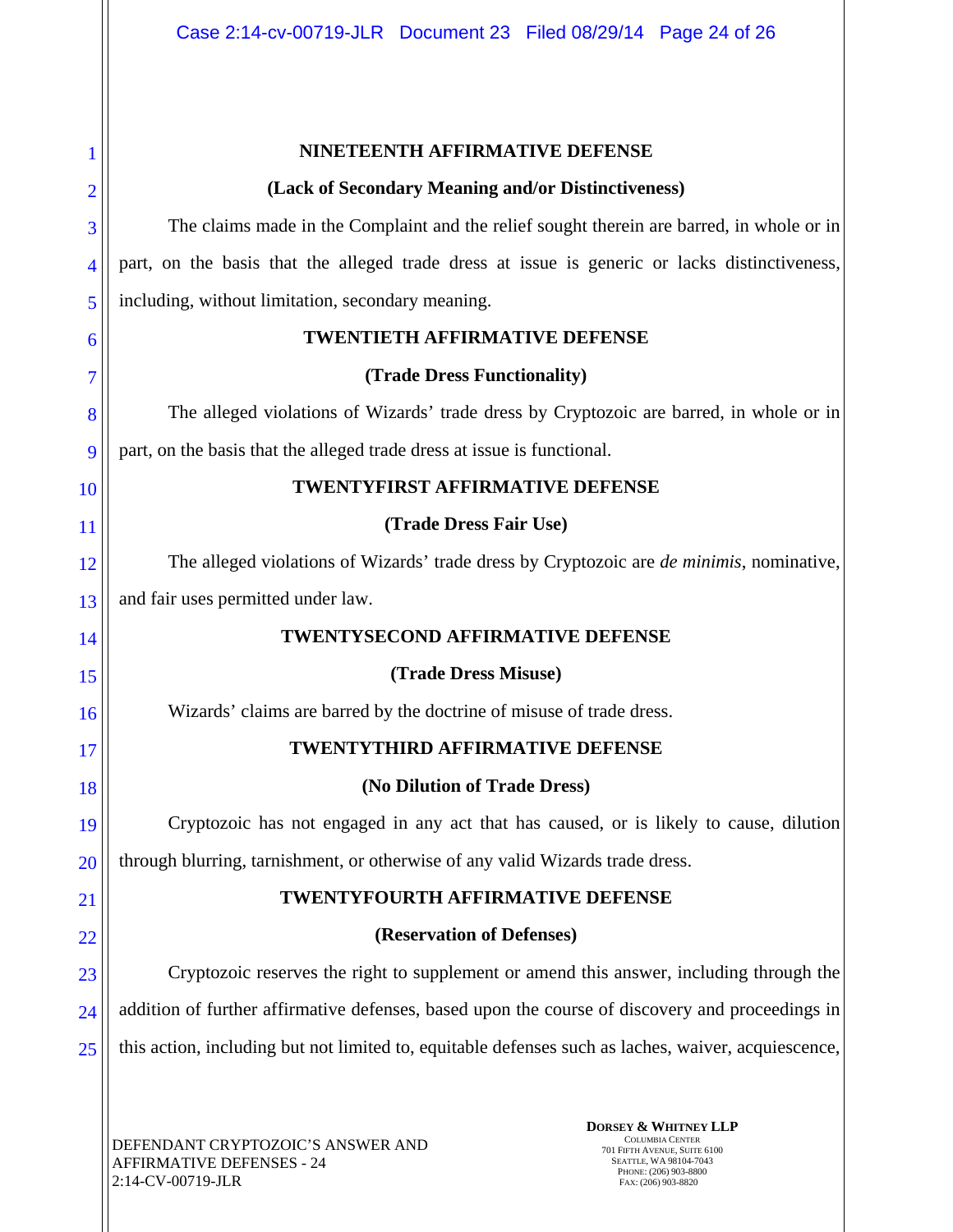### NINETEENTH AFFIRMATIVE DEFENSE

### (Lack of Secondary Meaning and/or Distinctiveness)

The claims made in the Complaint and the relief sought therein are barred, in whole or in part, on the basis that the alleged trade dress at issue is generic or lacks distinctiveness, including, without limitation, secondary meaning.

### TWENTIETH AFFIRMATIVE DEFENSE

### (Trade Dress Functionality)

The alleged violations of Wizards' trade dress by Cryptozoic are barred, in whole or in part, on the basis that the alleged trade dress at issue is functional.

### TWENTYFIRST AFFIRMATIVE DEFENSE

### (Trade Dress Fair Use)

The alleged violations of Wizards' trade dress by Cryptozoic are *de minimis*, nominative, and fair uses permitted under law.

### TWENTYSECOND AFFIRMATIVE DEFENSE

### (Trade Dress Misuse)

Wizards' claims are barred by the doctrine of misuse of trade dress.

### TWENTYTHIRD AFFIRMATIVE DEFENSE

### (No Dilution of Trade Dress)

Cryptozoic has not engaged in any act that has caused, or is likely to cause, dilution through blurring, tarnishment, or otherwise of any valid Wizards trade dress.

### TWENTYFOURTH AFFIRMATIVE DEFENSE

### (Reservation of Defenses)

Cryptozoic reserves the right to supplement or amend this answer, including through the addition of further affirmative defenses, based upon the course of discovery and proceedings in this action, including but not limited to, equitable defenses such as laches, waiver, acquiescence,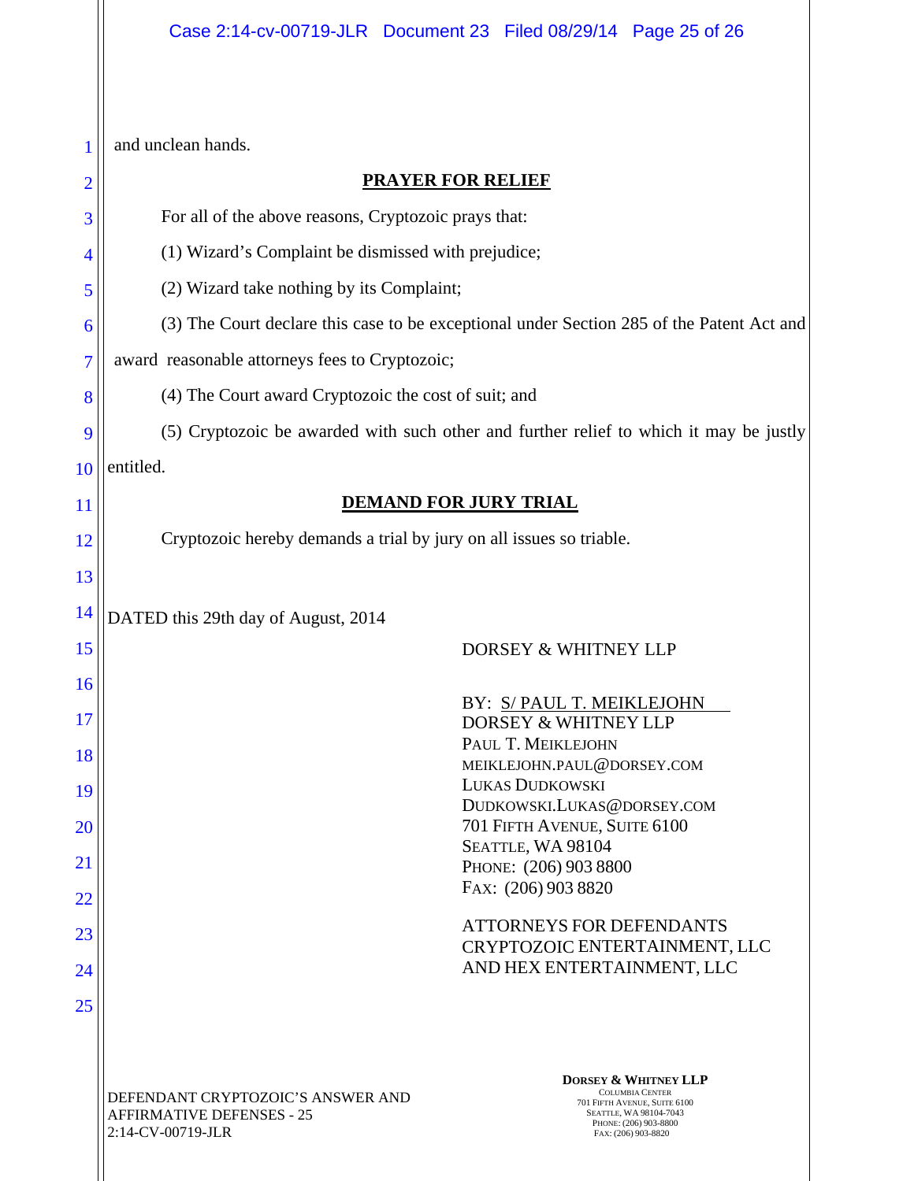and unclean hands.

**PRAYER FOR RELIEF**

For all of the above reasons, Cryptozoic prays that:

(1) Wizard's Complaint be dismissed with prejudice;

(2) Wizard take nothing by its Complaint;

(3) The Court declare this case to be exceptional under Section 285 of the Patent Act and award reasonable attorneys fees to Cryptozoic;

(4) The Court award Cryptozoic the cost of suit; and

(5) Cryptozoic be awarded with such other and further relief to which it may be justly entitled.

**DEMAND FOR JURY TRIAL**

Cryptozoic hereby demands a trial by jury on all issues so triable.

DATED this 29th day of August, 2014

DORSEY & WHITNEY LLP

BY: S/ PAUL T. MEIKLEJOHN
DORSEY & WHITNEY LLP
PAUL T. MEIKLEJOHN
MEIKLEJOHN.PAUL@DORSEY.COM
LUKAS DUDKOWSKI
DUDKOWSKI.LUKAS@DORSEY.COM
701 FIFTH AVENUE, SUITE 6100
SEATTLE, WA 98104
PHONE: (206) 903 8800
FAX: (206) 903 8820

ATTORNEYS FOR DEFENDANTS
CRYPTOZOIC ENTERTAINMENT, LLC
AND HEX ENTERTAINMENT, LLC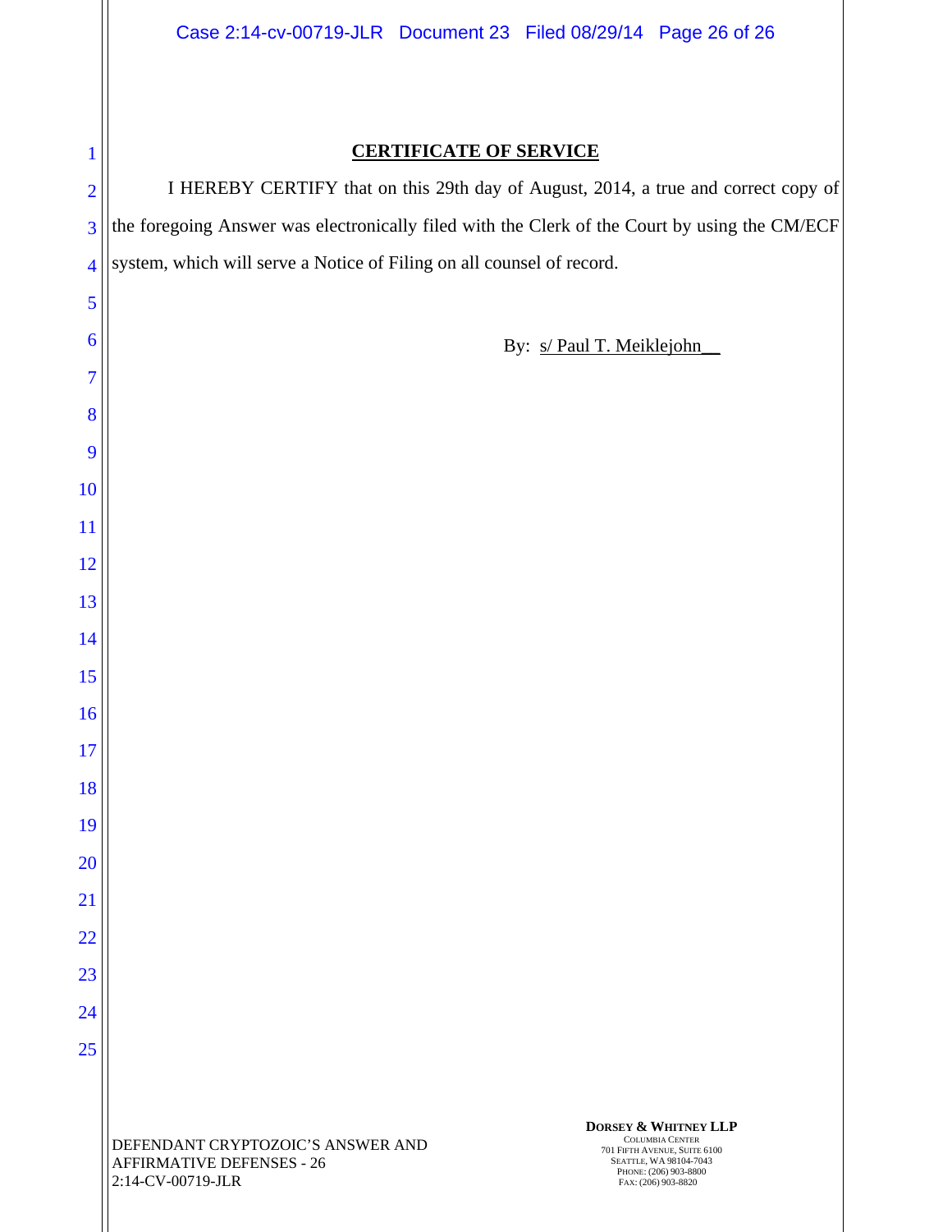## CERTIFICATE OF SERVICE

I HEREBY CERTIFY that on this 29th day of August, 2014, a true and correct copy of the foregoing Answer was electronically filed with the Clerk of the Court by using the CM/ECF system, which will serve a Notice of Filing on all counsel of record.

By: s/ Paul T. Meiklejohn

DEFENDANT CRYPTOZOIC'S ANSWER AND AFFIRMATIVE DEFENSES - 26
2:14-CV-00719-JLR

**DORSEY & WHITNEY LLP**
COLUMBIA CENTER
701 FIFTH AVENUE, SUITE 6100
SEATTLE, WA 98104-7043
PHONE: (206) 903-8800
FAX: (206) 903-8820